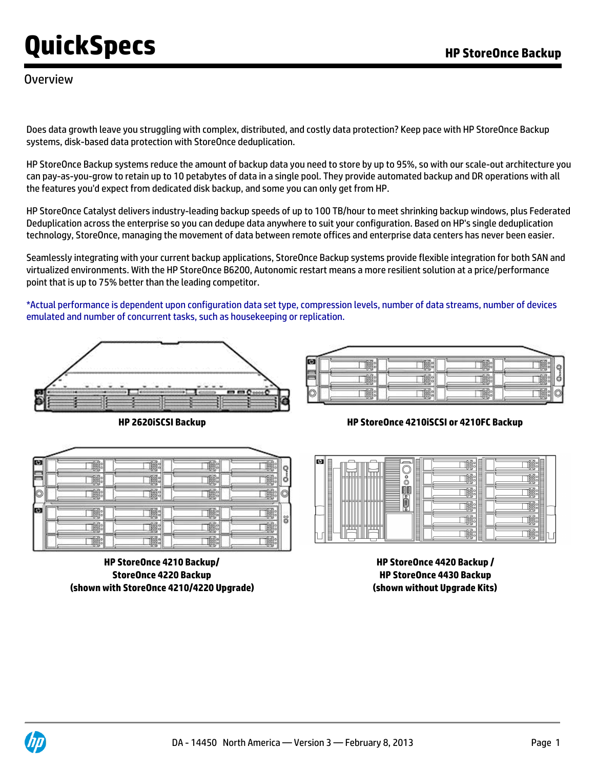# QuickSpecs

## HP StoreOnce Backup

### Overview

Does data growth leave you struggling with complex, distributed, and costly data protection? Keep pace with HP StoreOnce Backup systems, disk-based data protection with StoreOnce deduplication.

HP StoreOnce Backup systems reduce the amount of backup data you need to store by up to 95%, so with our scale-out architecture you can pay-as-you-grow to retain up to 10 petabytes of data in a single pool. They provide automated backup and DR operations with all the features you'd expect from dedicated disk backup, and some you can only get from HP.

HP StoreOnce Catalyst delivers industry-leading backup speeds of up to 100 TB/hour to meet shrinking backup windows, plus Federated Deduplication across the enterprise so you can dedupe data anywhere to suit your configuration. Based on HP's single deduplication technology, StoreOnce, managing the movement of data between remote offices and enterprise data centers has never been easier.

Seamlessly integrating with your current backup applications, StoreOnce Backup systems provide flexible integration for both SAN and virtualized environments. With the HP StoreOnce B6200, Autonomic restart means a more resilient solution at a price/performance point that is up to 75% better than the leading competitor.

*Actual performance is dependent upon configuration data set type, compression levels, number of data streams, number of devices emulated and number of concurrent tasks, such as housekeeping or replication.

**HP 2620iSCSI Backup**

**HP StoreOnce 4210iSCSI or 4210FC Backup**

**HP StoreOnce 4210 Backup/ StoreOnce 4220 Backup (shown with StoreOnce 4210/4220 Upgrade)**

**HP StoreOnce 4420 Backup / HP StoreOnce 4430 Backup (shown without Upgrade Kits)**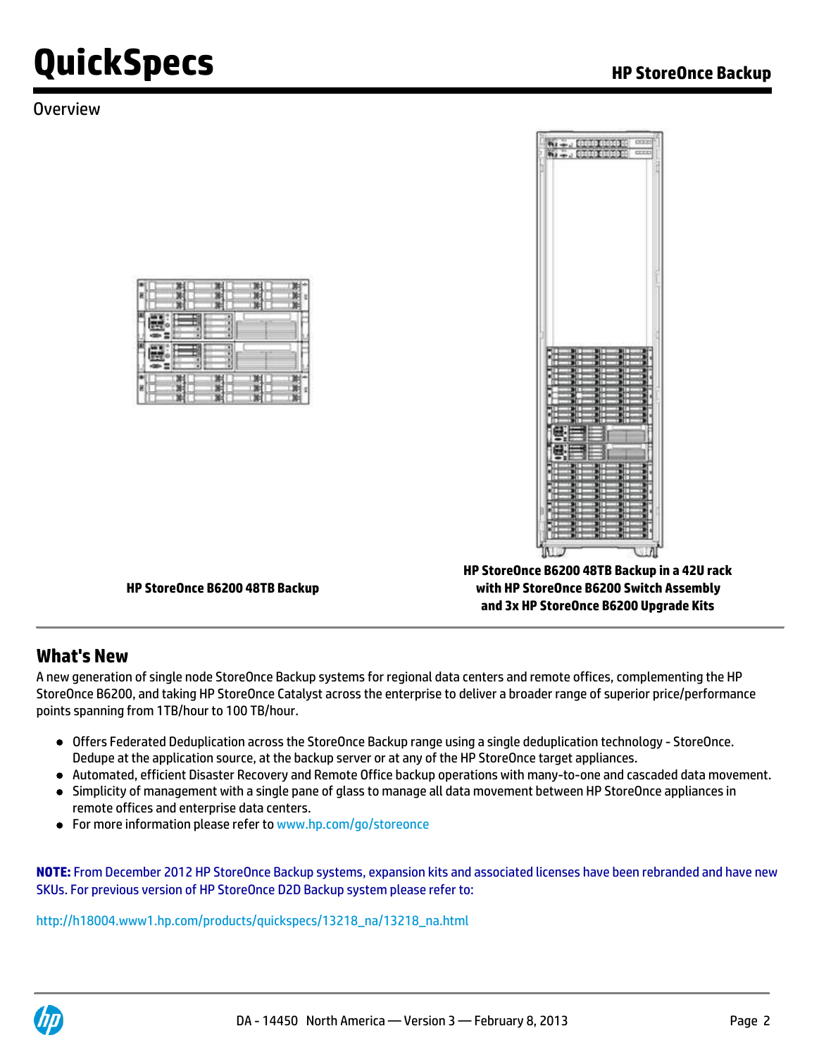## Overview

HP StoreOnce B6200 48TB Backup

HP StoreOnce B6200 48TB Backup in a 42U rack with HP StoreOnce B6200 Switch Assembly and 3x HP StoreOnce B6200 Upgrade Kits

## What's New

A new generation of single node StoreOnce Backup systems for regional data centers and remote offices, complementing the HP StoreOnce B6200, and taking HP StoreOnce Catalyst across the enterprise to deliver a broader range of superior price/performance points spanning from 1TB/hour to 100 TB/hour.

- Offers Federated Deduplication across the StoreOnce Backup range using a single deduplication technology - StoreOnce. Dedupe at the application source, at the backup server or at any of the HP StoreOnce target appliances.
- Automated, efficient Disaster Recovery and Remote Office backup operations with many-to-one and cascaded data movement.
- Simplicity of management with a single pane of glass to manage all data movement between HP StoreOnce appliances in remote offices and enterprise data centers.
- For more information please refer to www.hp.com/go/storeonce

**NOTE:** From December 2012 HP StoreOnce Backup systems, expansion kits and associated licenses have been rebranded and have new SKUs. For previous version of HP StoreOnce D2D Backup system please refer to:

http://h18004.www1.hp.com/products/quickspecs/13218_na/13218_na.html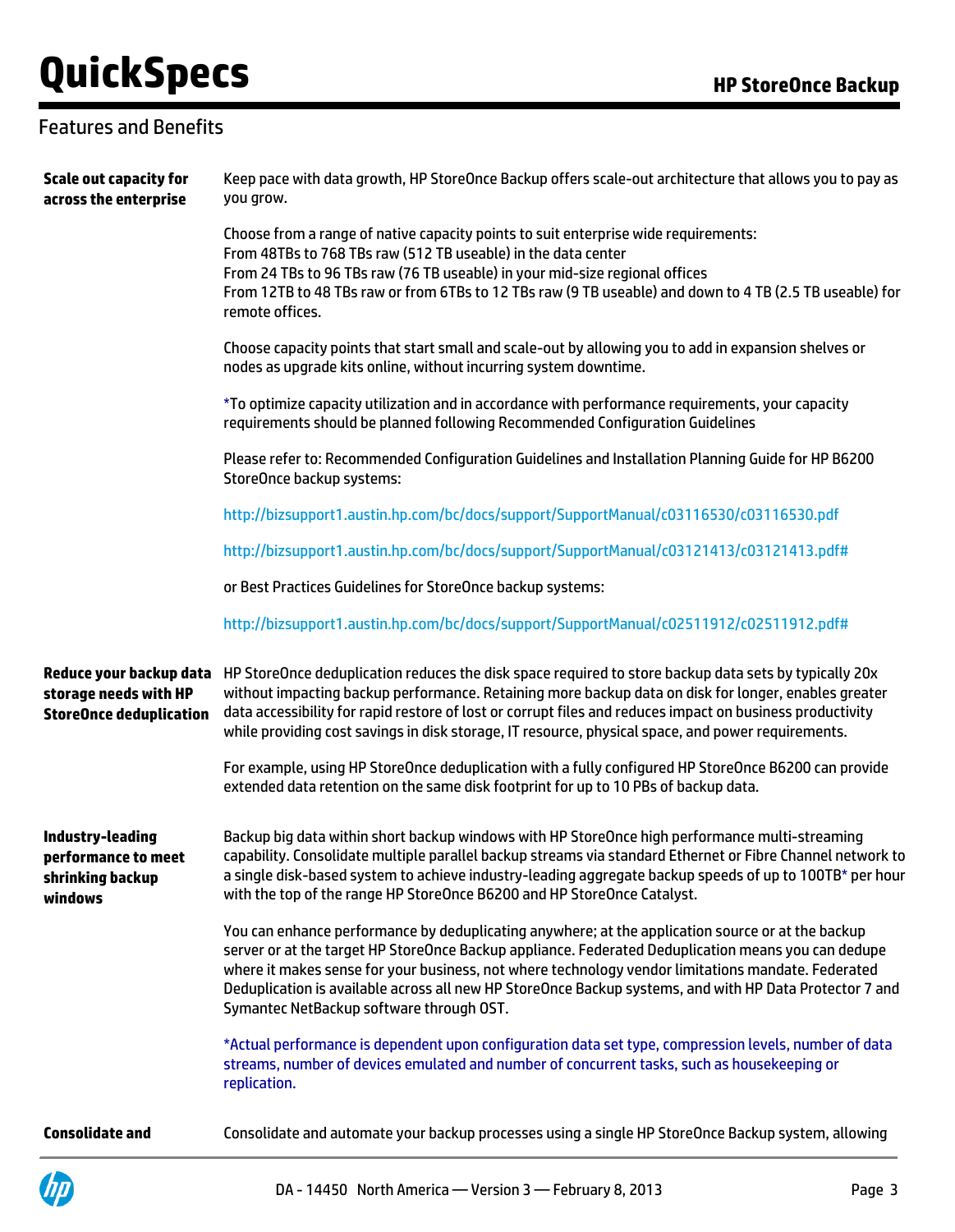## Features and Benefits

**Scale out capacity for across the enterprise**

Keep pace with data growth, HP StoreOnce Backup offers scale-out architecture that allows you to pay as you grow.

Choose from a range of native capacity points to suit enterprise wide requirements:
From 48TBs to 768 TBs raw (512 TB useable) in the data center
From 24 TBs to 96 TBs raw (76 TB useable) in your mid-size regional offices
From 12TB to 48 TBs raw or from 6TBs to 12 TBs raw (9 TB useable) and down to 4 TB (2.5 TB useable) for remote offices.

Choose capacity points that start small and scale-out by allowing you to add in expansion shelves or nodes as upgrade kits online, without incurring system downtime.

*To optimize capacity utilization and in accordance with performance requirements, your capacity requirements should be planned following Recommended Configuration Guidelines

Please refer to: Recommended Configuration Guidelines and Installation Planning Guide for HP B6200 StoreOnce backup systems:

http://bizsupport1.austin.hp.com/bc/docs/support/SupportManual/c03116530/c03116530.pdf

http://bizsupport1.austin.hp.com/bc/docs/support/SupportManual/c03121413/c03121413.pdf#

or Best Practices Guidelines for StoreOnce backup systems:

http://bizsupport1.austin.hp.com/bc/docs/support/SupportManual/c02511912/c02511912.pdf#

**Reduce your backup data storage needs with HP StoreOnce deduplication**

HP StoreOnce deduplication reduces the disk space required to store backup data sets by typically 20x without impacting backup performance. Retaining more backup data on disk for longer, enables greater data accessibility for rapid restore of lost or corrupt files and reduces impact on business productivity while providing cost savings in disk storage, IT resource, physical space, and power requirements.

For example, using HP StoreOnce deduplication with a fully configured HP StoreOnce B6200 can provide extended data retention on the same disk footprint for up to 10 PBs of backup data.

**Industry-leading performance to meet shrinking backup windows**

Backup big data within short backup windows with HP StoreOnce high performance multi-streaming capability. Consolidate multiple parallel backup streams via standard Ethernet or Fibre Channel network to a single disk-based system to achieve industry-leading aggregate backup speeds of up to 100TB* per hour with the top of the range HP StoreOnce B6200 and HP StoreOnce Catalyst.

You can enhance performance by deduplicating anywhere; at the application source or at the backup server or at the target HP StoreOnce Backup appliance. Federated Deduplication means you can dedupe where it makes sense for your business, not where technology vendor limitations mandate. Federated Deduplication is available across all new HP StoreOnce Backup systems, and with HP Data Protector 7 and Symantec NetBackup software through OST.

*Actual performance is dependent upon configuration data set type, compression levels, number of data streams, number of devices emulated and number of concurrent tasks, such as housekeeping or replication.

**Consolidate and**

Consolidate and automate your backup processes using a single HP StoreOnce Backup system, allowing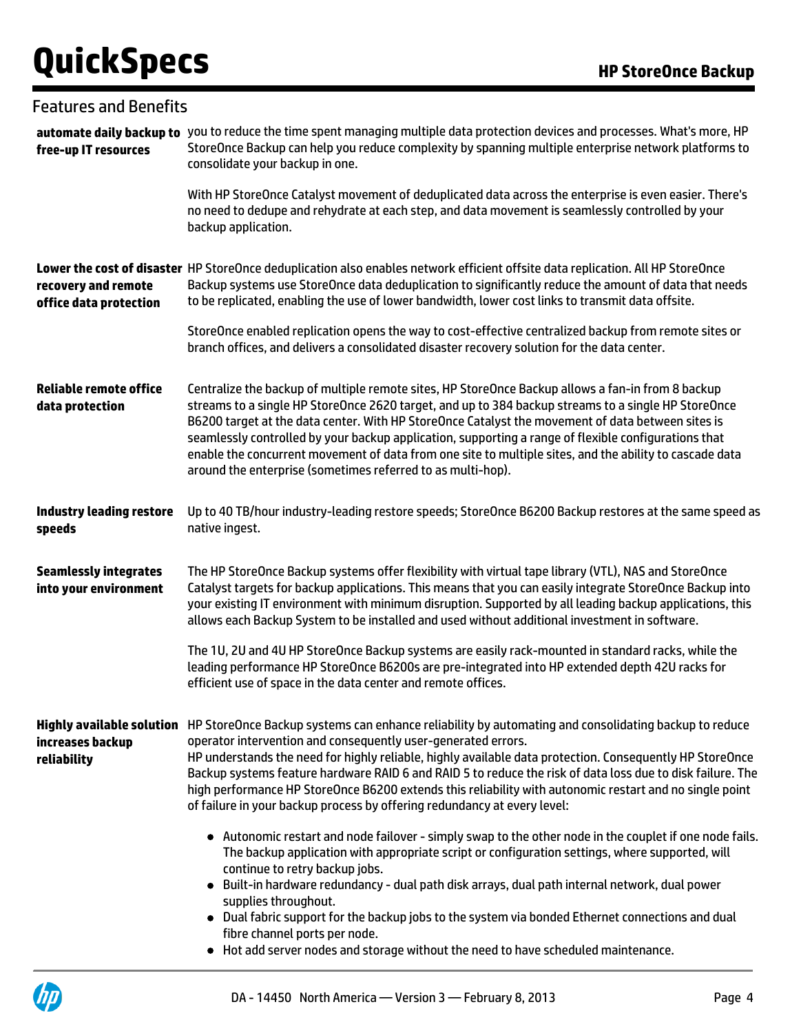## Features and Benefits

**automate daily backup to free-up IT resources**

you to reduce the time spent managing multiple data protection devices and processes. What's more, HP StoreOnce Backup can help you reduce complexity by spanning multiple enterprise network platforms to consolidate your backup in one.

With HP StoreOnce Catalyst movement of deduplicated data across the enterprise is even easier. There's no need to dedupe and rehydrate at each step, and data movement is seamlessly controlled by your backup application.

**Lower the cost of disaster recovery and remote office data protection**

HP StoreOnce deduplication also enables network efficient offsite data replication. All HP StoreOnce Backup systems use StoreOnce data deduplication to significantly reduce the amount of data that needs to be replicated, enabling the use of lower bandwidth, lower cost links to transmit data offsite.

StoreOnce enabled replication opens the way to cost-effective centralized backup from remote sites or branch offices, and delivers a consolidated disaster recovery solution for the data center.

**Reliable remote office data protection**

Centralize the backup of multiple remote sites, HP StoreOnce Backup allows a fan-in from 8 backup streams to a single HP StoreOnce 2620 target, and up to 384 backup streams to a single HP StoreOnce B6200 target at the data center. With HP StoreOnce Catalyst the movement of data between sites is seamlessly controlled by your backup application, supporting a range of flexible configurations that enable the concurrent movement of data from one site to multiple sites, and the ability to cascade data around the enterprise (sometimes referred to as multi-hop).

**Industry leading restore speeds**

Up to 40 TB/hour industry-leading restore speeds; StoreOnce B6200 Backup restores at the same speed as native ingest.

**Seamlessly integrates into your environment**

The HP StoreOnce Backup systems offer flexibility with virtual tape library (VTL), NAS and StoreOnce Catalyst targets for backup applications. This means that you can easily integrate StoreOnce Backup into your existing IT environment with minimum disruption. Supported by all leading backup applications, this allows each Backup System to be installed and used without additional investment in software.

The 1U, 2U and 4U HP StoreOnce Backup systems are easily rack-mounted in standard racks, while the leading performance HP StoreOnce B6200s are pre-integrated into HP extended depth 42U racks for efficient use of space in the data center and remote offices.

**Highly available solution increases backup reliability**

HP StoreOnce Backup systems can enhance reliability by automating and consolidating backup to reduce operator intervention and consequently user-generated errors.
HP understands the need for highly reliable, highly available data protection. Consequently HP StoreOnce Backup systems feature hardware RAID 6 and RAID 5 to reduce the risk of data loss due to disk failure. The high performance HP StoreOnce B6200 extends this reliability with autonomic restart and no single point of failure in your backup process by offering redundancy at every level:

- Autonomic restart and node failover - simply swap to the other node in the couplet if one node fails. The backup application with appropriate script or configuration settings, where supported, will continue to retry backup jobs.
- Built-in hardware redundancy - dual path disk arrays, dual path internal network, dual power supplies throughout.
- Dual fabric support for the backup jobs to the system via bonded Ethernet connections and dual fibre channel ports per node.
- Hot add server nodes and storage without the need to have scheduled maintenance.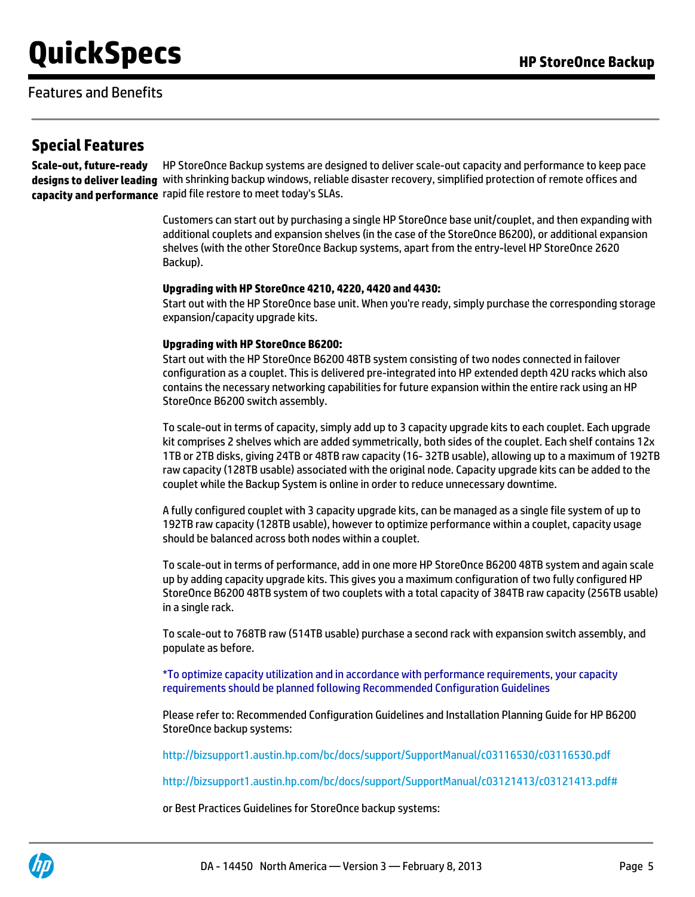## Features and Benefits

### Special Features

**Scale-out, future-ready designs to deliver leading capacity and performance**

HP StoreOnce Backup systems are designed to deliver scale-out capacity and performance to keep pace with shrinking backup windows, reliable disaster recovery, simplified protection of remote offices and rapid file restore to meet today's SLAs.

Customers can start out by purchasing a single HP StoreOnce base unit/couplet, and then expanding with additional couplets and expansion shelves (in the case of the StoreOnce B6200), or additional expansion shelves (with the other StoreOnce Backup systems, apart from the entry-level HP StoreOnce 2620 Backup).

**Upgrading with HP StoreOnce 4210, 4220, 4420 and 4430:**
Start out with the HP StoreOnce base unit. When you're ready, simply purchase the corresponding storage expansion/capacity upgrade kits.

**Upgrading with HP StoreOnce B6200:**
Start out with the HP StoreOnce B6200 48TB system consisting of two nodes connected in failover configuration as a couplet. This is delivered pre-integrated into HP extended depth 42U racks which also contains the necessary networking capabilities for future expansion within the entire rack using an HP StoreOnce B6200 switch assembly.

To scale-out in terms of capacity, simply add up to 3 capacity upgrade kits to each couplet. Each upgrade kit comprises 2 shelves which are added symmetrically, both sides of the couplet. Each shelf contains 12x 1TB or 2TB disks, giving 24TB or 48TB raw capacity (16- 32TB usable), allowing up to a maximum of 192TB raw capacity (128TB usable) associated with the original node. Capacity upgrade kits can be added to the couplet while the Backup System is online in order to reduce unnecessary downtime.

A fully configured couplet with 3 capacity upgrade kits, can be managed as a single file system of up to 192TB raw capacity (128TB usable), however to optimize performance within a couplet, capacity usage should be balanced across both nodes within a couplet.

To scale-out in terms of performance, add in one more HP StoreOnce B6200 48TB system and again scale up by adding capacity upgrade kits. This gives you a maximum configuration of two fully configured HP StoreOnce B6200 48TB system of two couplets with a total capacity of 384TB raw capacity (256TB usable) in a single rack.

To scale-out to 768TB raw (514TB usable) purchase a second rack with expansion switch assembly, and populate as before.

*To optimize capacity utilization and in accordance with performance requirements, your capacity requirements should be planned following Recommended Configuration Guidelines

Please refer to: Recommended Configuration Guidelines and Installation Planning Guide for HP B6200 StoreOnce backup systems:

http://bizsupport1.austin.hp.com/bc/docs/support/SupportManual/c03116530/c03116530.pdf

http://bizsupport1.austin.hp.com/bc/docs/support/SupportManual/c03121413/c03121413.pdf#

or Best Practices Guidelines for StoreOnce backup systems: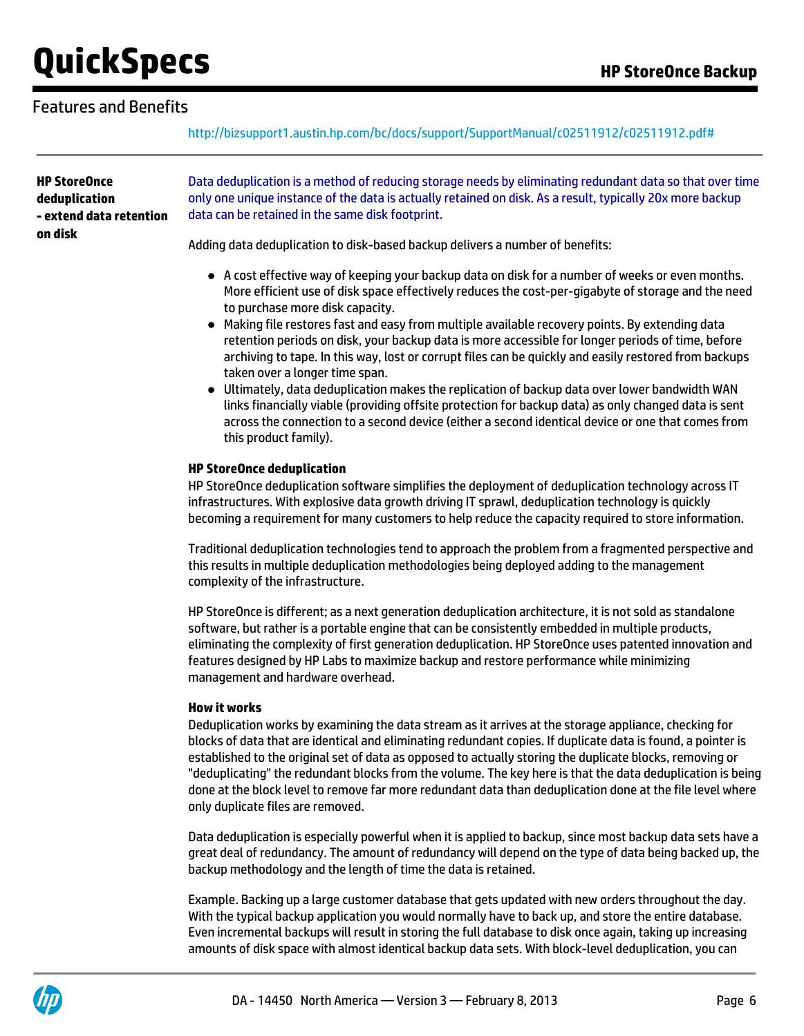## Features and Benefits

http://bizsupport1.austin.hp.com/bc/docs/support/SupportManual/c02511912/c02511912.pdf#

**HP StoreOnce deduplication - extend data retention on disk**

Data deduplication is a method of reducing storage needs by eliminating redundant data so that over time only one unique instance of the data is actually retained on disk. As a result, typically 20x more backup data can be retained in the same disk footprint.

Adding data deduplication to disk-based backup delivers a number of benefits:

- A cost effective way of keeping your backup data on disk for a number of weeks or even months. More efficient use of disk space effectively reduces the cost-per-gigabyte of storage and the need to purchase more disk capacity.
- Making file restores fast and easy from multiple available recovery points. By extending data retention periods on disk, your backup data is more accessible for longer periods of time, before archiving to tape. In this way, lost or corrupt files can be quickly and easily restored from backups taken over a longer time span.
- Ultimately, data deduplication makes the replication of backup data over lower bandwidth WAN links financially viable (providing offsite protection for backup data) as only changed data is sent across the connection to a second device (either a second identical device or one that comes from this product family).

**HP StoreOnce deduplication**

HP StoreOnce deduplication software simplifies the deployment of deduplication technology across IT infrastructures. With explosive data growth driving IT sprawl, deduplication technology is quickly becoming a requirement for many customers to help reduce the capacity required to store information.

Traditional deduplication technologies tend to approach the problem from a fragmented perspective and this results in multiple deduplication methodologies being deployed adding to the management complexity of the infrastructure.

HP StoreOnce is different; as a next generation deduplication architecture, it is not sold as standalone software, but rather is a portable engine that can be consistently embedded in multiple products, eliminating the complexity of first generation deduplication. HP StoreOnce uses patented innovation and features designed by HP Labs to maximize backup and restore performance while minimizing management and hardware overhead.

**How it works**

Deduplication works by examining the data stream as it arrives at the storage appliance, checking for blocks of data that are identical and eliminating redundant copies. If duplicate data is found, a pointer is established to the original set of data as opposed to actually storing the duplicate blocks, removing or "deduplicating" the redundant blocks from the volume. The key here is that the data deduplication is being done at the block level to remove far more redundant data than deduplication done at the file level where only duplicate files are removed.

Data deduplication is especially powerful when it is applied to backup, since most backup data sets have a great deal of redundancy. The amount of redundancy will depend on the type of data being backed up, the backup methodology and the length of time the data is retained.

Example. Backing up a large customer database that gets updated with new orders throughout the day. With the typical backup application you would normally have to back up, and store the entire database. Even incremental backups will result in storing the full database to disk once again, taking up increasing amounts of disk space with almost identical backup data sets. With block-level deduplication, you can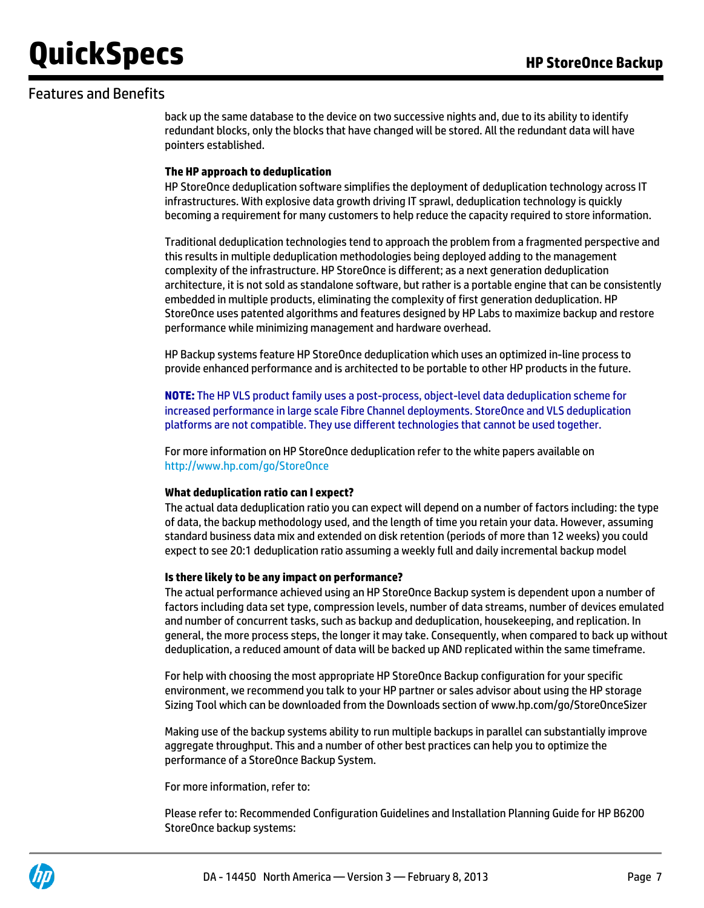back up the same database to the device on two successive nights and, due to its ability to identify redundant blocks, only the blocks that have changed will be stored. All the redundant data will have pointers established.

**The HP approach to deduplication**

HP StoreOnce deduplication software simplifies the deployment of deduplication technology across IT infrastructures. With explosive data growth driving IT sprawl, deduplication technology is quickly becoming a requirement for many customers to help reduce the capacity required to store information.

Traditional deduplication technologies tend to approach the problem from a fragmented perspective and this results in multiple deduplication methodologies being deployed adding to the management complexity of the infrastructure. HP StoreOnce is different; as a next generation deduplication architecture, it is not sold as standalone software, but rather is a portable engine that can be consistently embedded in multiple products, eliminating the complexity of first generation deduplication. HP StoreOnce uses patented algorithms and features designed by HP Labs to maximize backup and restore performance while minimizing management and hardware overhead.

HP Backup systems feature HP StoreOnce deduplication which uses an optimized in-line process to provide enhanced performance and is architected to be portable to other HP products in the future.

**NOTE:** The HP VLS product family uses a post-process, object-level data deduplication scheme for increased performance in large scale Fibre Channel deployments. StoreOnce and VLS deduplication platforms are not compatible. They use different technologies that cannot be used together.

For more information on HP StoreOnce deduplication refer to the white papers available on http://www.hp.com/go/StoreOnce

**What deduplication ratio can I expect?**

The actual data deduplication ratio you can expect will depend on a number of factors including: the type of data, the backup methodology used, and the length of time you retain your data. However, assuming standard business data mix and extended on disk retention (periods of more than 12 weeks) you could expect to see 20:1 deduplication ratio assuming a weekly full and daily incremental backup model

**Is there likely to be any impact on performance?**

The actual performance achieved using an HP StoreOnce Backup system is dependent upon a number of factors including data set type, compression levels, number of data streams, number of devices emulated and number of concurrent tasks, such as backup and deduplication, housekeeping, and replication. In general, the more process steps, the longer it may take. Consequently, when compared to back up without deduplication, a reduced amount of data will be backed up AND replicated within the same timeframe.

For help with choosing the most appropriate HP StoreOnce Backup configuration for your specific environment, we recommend you talk to your HP partner or sales advisor about using the HP storage Sizing Tool which can be downloaded from the Downloads section of www.hp.com/go/StoreOnceSizer

Making use of the backup systems ability to run multiple backups in parallel can substantially improve aggregate throughput. This and a number of other best practices can help you to optimize the performance of a StoreOnce Backup System.

For more information, refer to:

Please refer to: Recommended Configuration Guidelines and Installation Planning Guide for HP B6200 StoreOnce backup systems: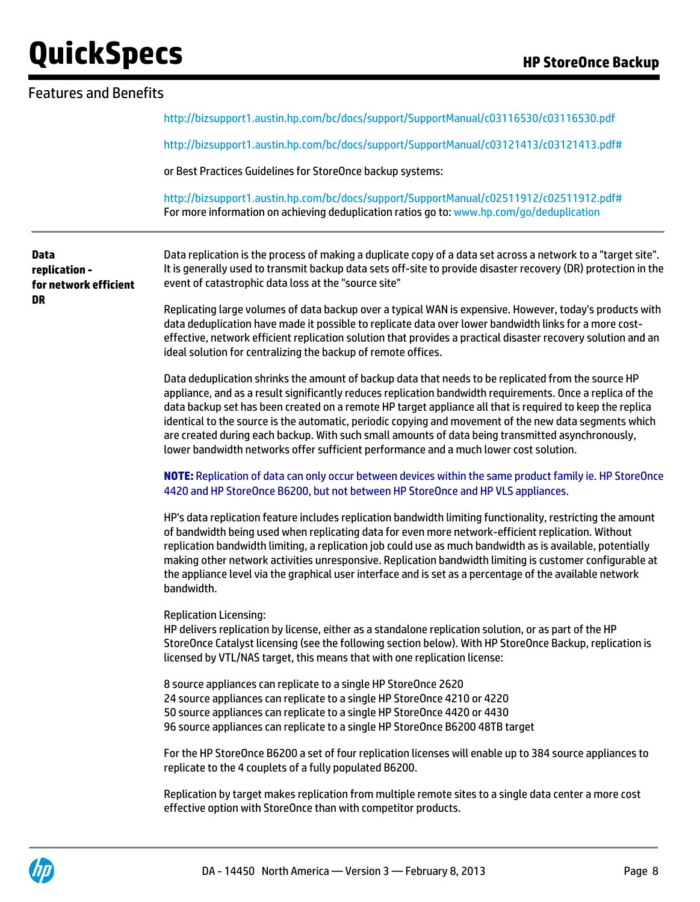## Features and Benefits

http://bizsupport1.austin.hp.com/bc/docs/support/SupportManual/c03116530/c03116530.pdf

http://bizsupport1.austin.hp.com/bc/docs/support/SupportManual/c03121413/c03121413.pdf#

or Best Practices Guidelines for StoreOnce backup systems:

http://bizsupport1.austin.hp.com/bc/docs/support/SupportManual/c02511912/c02511912.pdf#
For more information on achieving deduplication ratios go to: www.hp.com/go/deduplication

---

### Data replication - for network efficient DR

Data replication is the process of making a duplicate copy of a data set across a network to a "target site". It is generally used to transmit backup data sets off-site to provide disaster recovery (DR) protection in the event of catastrophic data loss at the "source site"

Replicating large volumes of data backup over a typical WAN is expensive. However, today's products with data deduplication have made it possible to replicate data over lower bandwidth links for a more cost-effective, network efficient replication solution that provides a practical disaster recovery solution and an ideal solution for centralizing the backup of remote offices.

Data deduplication shrinks the amount of backup data that needs to be replicated from the source HP appliance, and as a result significantly reduces replication bandwidth requirements. Once a replica of the data backup set has been created on a remote HP target appliance all that is required to keep the replica identical to the source is the automatic, periodic copying and movement of the new data segments which are created during each backup. With such small amounts of data being transmitted asynchronously, lower bandwidth networks offer sufficient performance and a much lower cost solution.

**NOTE:** Replication of data can only occur between devices within the same product family ie. HP StoreOnce 4420 and HP StoreOnce B6200, but not between HP StoreOnce and HP VLS appliances.

HP's data replication feature includes replication bandwidth limiting functionality, restricting the amount of bandwidth being used when replicating data for even more network-efficient replication. Without replication bandwidth limiting, a replication job could use as much bandwidth as is available, potentially making other network activities unresponsive. Replication bandwidth limiting is customer configurable at the appliance level via the graphical user interface and is set as a percentage of the available network bandwidth.

Replication Licensing:
HP delivers replication by license, either as a standalone replication solution, or as part of the HP StoreOnce Catalyst licensing (see the following section below). With HP StoreOnce Backup, replication is licensed by VTL/NAS target, this means that with one replication license:

8 source appliances can replicate to a single HP StoreOnce 2620
24 source appliances can replicate to a single HP StoreOnce 4210 or 4220
50 source appliances can replicate to a single HP StoreOnce 4420 or 4430
96 source appliances can replicate to a single HP StoreOnce B6200 48TB target

For the HP StoreOnce B6200 a set of four replication licenses will enable up to 384 source appliances to replicate to the 4 couplets of a fully populated B6200.

Replication by target makes replication from multiple remote sites to a single data center a more cost effective option with StoreOnce than with competitor products.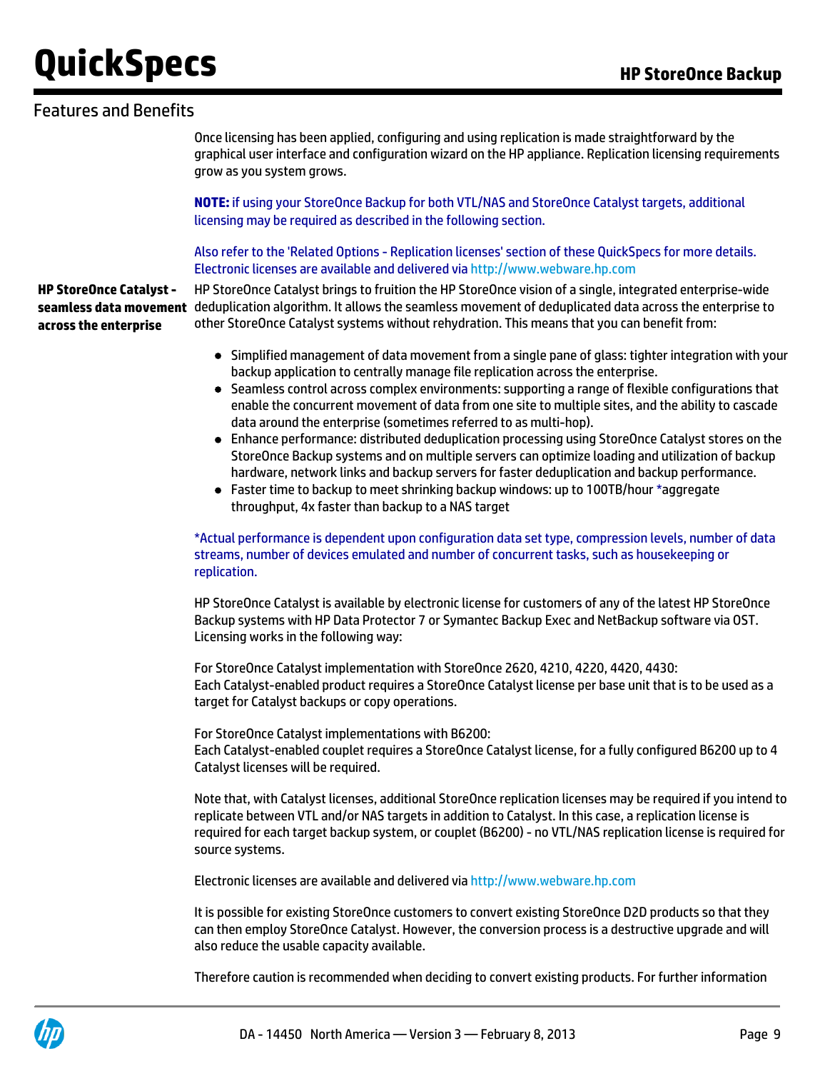## Features and Benefits

Once licensing has been applied, configuring and using replication is made straightforward by the graphical user interface and configuration wizard on the HP appliance. Replication licensing requirements grow as you system grows.

**NOTE:** if using your StoreOnce Backup for both VTL/NAS and StoreOnce Catalyst targets, additional licensing may be required as described in the following section.

Also refer to the 'Related Options - Replication licenses' section of these QuickSpecs for more details. Electronic licenses are available and delivered via http://www.webware.hp.com

**HP StoreOnce Catalyst - seamless data movement across the enterprise**

HP StoreOnce Catalyst brings to fruition the HP StoreOnce vision of a single, integrated enterprise-wide deduplication algorithm. It allows the seamless movement of deduplicated data across the enterprise to other StoreOnce Catalyst systems without rehydration. This means that you can benefit from:

- Simplified management of data movement from a single pane of glass: tighter integration with your backup application to centrally manage file replication across the enterprise.
- Seamless control across complex environments: supporting a range of flexible configurations that enable the concurrent movement of data from one site to multiple sites, and the ability to cascade data around the enterprise (sometimes referred to as multi-hop).
- Enhance performance: distributed deduplication processing using StoreOnce Catalyst stores on the StoreOnce Backup systems and on multiple servers can optimize loading and utilization of backup hardware, network links and backup servers for faster deduplication and backup performance.
- Faster time to backup to meet shrinking backup windows: up to 100TB/hour *aggregate throughput, 4x faster than backup to a NAS target

*Actual performance is dependent upon configuration data set type, compression levels, number of data streams, number of devices emulated and number of concurrent tasks, such as housekeeping or replication.

HP StoreOnce Catalyst is available by electronic license for customers of any of the latest HP StoreOnce Backup systems with HP Data Protector 7 or Symantec Backup Exec and NetBackup software via OST. Licensing works in the following way:

For StoreOnce Catalyst implementation with StoreOnce 2620, 4210, 4220, 4420, 4430:
Each Catalyst-enabled product requires a StoreOnce Catalyst license per base unit that is to be used as a target for Catalyst backups or copy operations.

For StoreOnce Catalyst implementations with B6200:
Each Catalyst-enabled couplet requires a StoreOnce Catalyst license, for a fully configured B6200 up to 4 Catalyst licenses will be required.

Note that, with Catalyst licenses, additional StoreOnce replication licenses may be required if you intend to replicate between VTL and/or NAS targets in addition to Catalyst. In this case, a replication license is required for each target backup system, or couplet (B6200) - no VTL/NAS replication license is required for source systems.

Electronic licenses are available and delivered via http://www.webware.hp.com

It is possible for existing StoreOnce customers to convert existing StoreOnce D2D products so that they can then employ StoreOnce Catalyst. However, the conversion process is a destructive upgrade and will also reduce the usable capacity available.

Therefore caution is recommended when deciding to convert existing products. For further information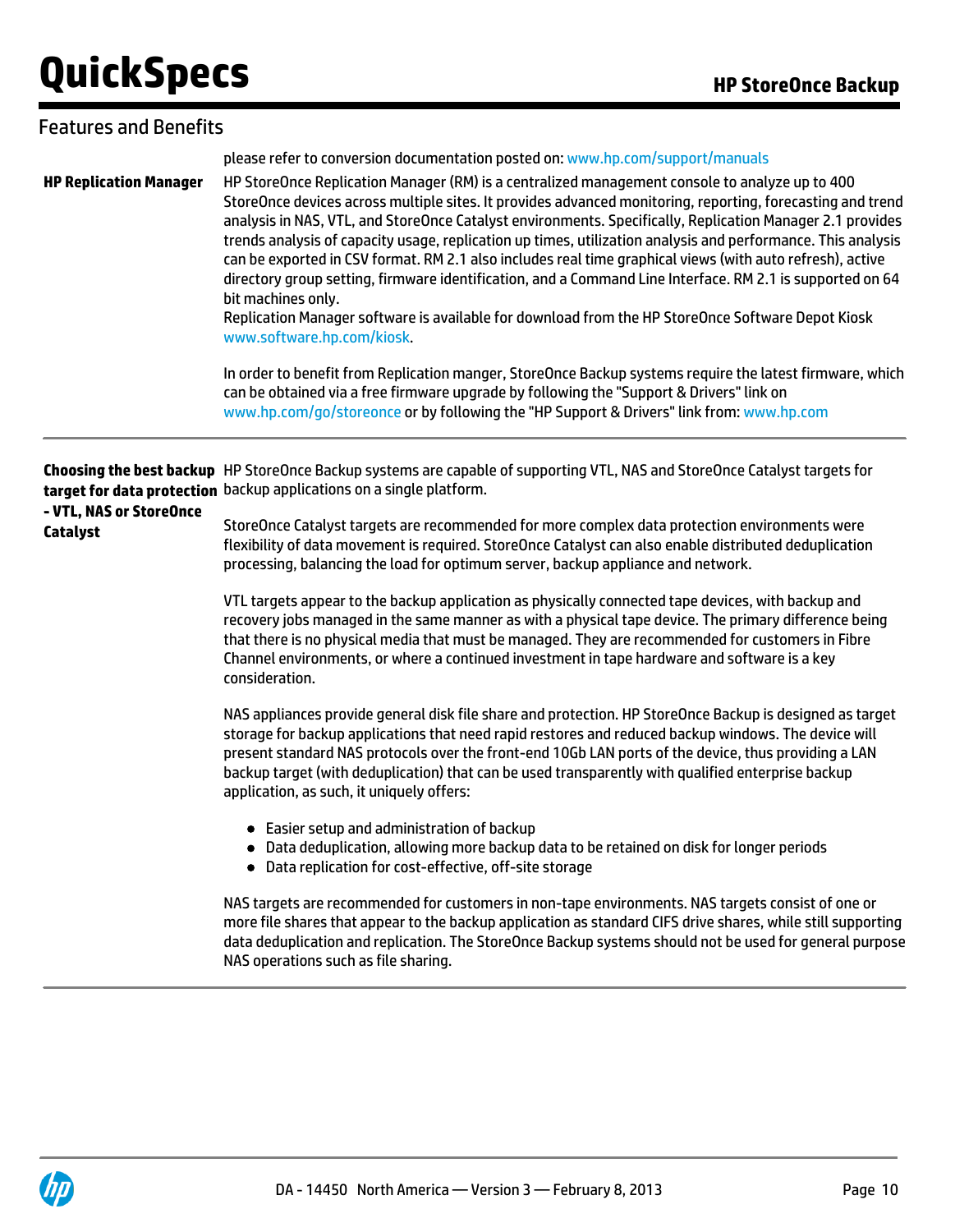## Features and Benefits

please refer to conversion documentation posted on: www.hp.com/support/manuals

**HP Replication Manager**

HP StoreOnce Replication Manager (RM) is a centralized management console to analyze up to 400 StoreOnce devices across multiple sites. It provides advanced monitoring, reporting, forecasting and trend analysis in NAS, VTL, and StoreOnce Catalyst environments. Specifically, Replication Manager 2.1 provides trends analysis of capacity usage, replication up times, utilization analysis and performance. This analysis can be exported in CSV format. RM 2.1 also includes real time graphical views (with auto refresh), active directory group setting, firmware identification, and a Command Line Interface. RM 2.1 is supported on 64 bit machines only.
Replication Manager software is available for download from the HP StoreOnce Software Depot Kiosk www.software.hp.com/kiosk.

In order to benefit from Replication manger, StoreOnce Backup systems require the latest firmware, which can be obtained via a free firmware upgrade by following the "Support & Drivers" link on www.hp.com/go/storeonce or by following the "HP Support & Drivers" link from: www.hp.com

---

**Choosing the best backup target for data protection - VTL, NAS or StoreOnce Catalyst**

HP StoreOnce Backup systems are capable of supporting VTL, NAS and StoreOnce Catalyst targets for backup applications on a single platform.

StoreOnce Catalyst targets are recommended for more complex data protection environments were flexibility of data movement is required. StoreOnce Catalyst can also enable distributed deduplication processing, balancing the load for optimum server, backup appliance and network.

VTL targets appear to the backup application as physically connected tape devices, with backup and recovery jobs managed in the same manner as with a physical tape device. The primary difference being that there is no physical media that must be managed. They are recommended for customers in Fibre Channel environments, or where a continued investment in tape hardware and software is a key consideration.

NAS appliances provide general disk file share and protection. HP StoreOnce Backup is designed as target storage for backup applications that need rapid restores and reduced backup windows. The device will present standard NAS protocols over the front-end 10Gb LAN ports of the device, thus providing a LAN backup target (with deduplication) that can be used transparently with qualified enterprise backup application, as such, it uniquely offers:

- Easier setup and administration of backup
- Data deduplication, allowing more backup data to be retained on disk for longer periods
- Data replication for cost-effective, off-site storage

NAS targets are recommended for customers in non-tape environments. NAS targets consist of one or more file shares that appear to the backup application as standard CIFS drive shares, while still supporting data deduplication and replication. The StoreOnce Backup systems should not be used for general purpose NAS operations such as file sharing.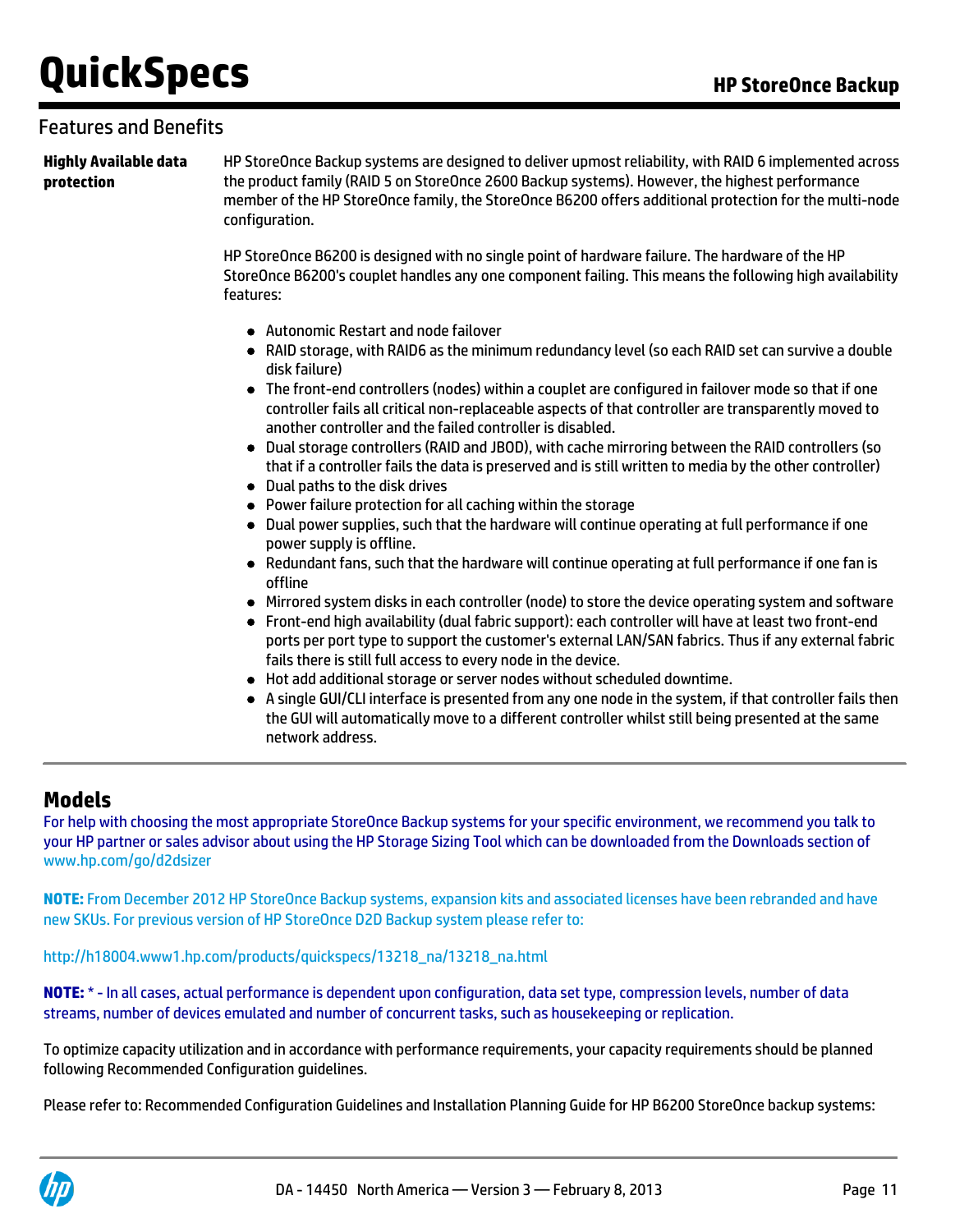## Features and Benefits

**Highly Available data protection**

HP StoreOnce Backup systems are designed to deliver upmost reliability, with RAID 6 implemented across the product family (RAID 5 on StoreOnce 2600 Backup systems). However, the highest performance member of the HP StoreOnce family, the StoreOnce B6200 offers additional protection for the multi-node configuration.

HP StoreOnce B6200 is designed with no single point of hardware failure. The hardware of the HP StoreOnce B6200's couplet handles any one component failing. This means the following high availability features:

- Autonomic Restart and node failover
- RAID storage, with RAID6 as the minimum redundancy level (so each RAID set can survive a double disk failure)
- The front-end controllers (nodes) within a couplet are configured in failover mode so that if one controller fails all critical non-replaceable aspects of that controller are transparently moved to another controller and the failed controller is disabled.
- Dual storage controllers (RAID and JBOD), with cache mirroring between the RAID controllers (so that if a controller fails the data is preserved and is still written to media by the other controller)
- Dual paths to the disk drives
- Power failure protection for all caching within the storage
- Dual power supplies, such that the hardware will continue operating at full performance if one power supply is offline.
- Redundant fans, such that the hardware will continue operating at full performance if one fan is offline
- Mirrored system disks in each controller (node) to store the device operating system and software
- Front-end high availability (dual fabric support): each controller will have at least two front-end ports per port type to support the customer's external LAN/SAN fabrics. Thus if any external fabric fails there is still full access to every node in the device.
- Hot add additional storage or server nodes without scheduled downtime.
- A single GUI/CLI interface is presented from any one node in the system, if that controller fails then the GUI will automatically move to a different controller whilst still being presented at the same network address.

## Models

For help with choosing the most appropriate StoreOnce Backup systems for your specific environment, we recommend you talk to your HP partner or sales advisor about using the HP Storage Sizing Tool which can be downloaded from the Downloads section of www.hp.com/go/d2dsizer

**NOTE:** From December 2012 HP StoreOnce Backup systems, expansion kits and associated licenses have been rebranded and have new SKUs. For previous version of HP StoreOnce D2D Backup system please refer to:

http://h18004.www1.hp.com/products/quickspecs/13218_na/13218_na.html

**NOTE:** * - In all cases, actual performance is dependent upon configuration, data set type, compression levels, number of data streams, number of devices emulated and number of concurrent tasks, such as housekeeping or replication.

To optimize capacity utilization and in accordance with performance requirements, your capacity requirements should be planned following Recommended Configuration guidelines.

Please refer to: Recommended Configuration Guidelines and Installation Planning Guide for HP B6200 StoreOnce backup systems: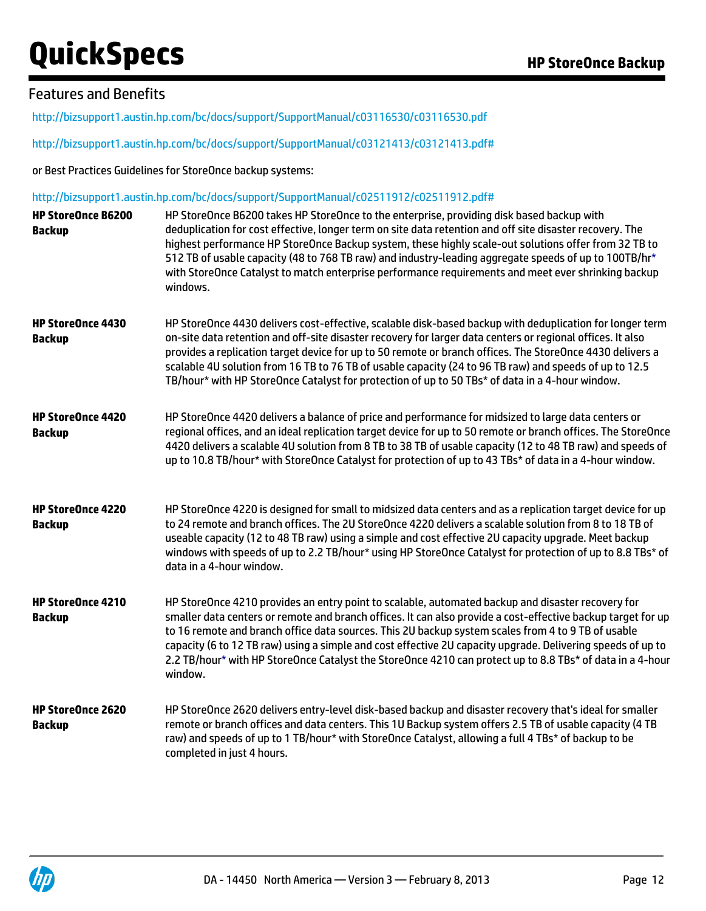## Features and Benefits

http://bizsupport1.austin.hp.com/bc/docs/support/SupportManual/c03116530/c03116530.pdf

http://bizsupport1.austin.hp.com/bc/docs/support/SupportManual/c03121413/c03121413.pdf#

or Best Practices Guidelines for StoreOnce backup systems:

http://bizsupport1.austin.hp.com/bc/docs/support/SupportManual/c02511912/c02511912.pdf#

| | |
|---|---|
| **HP StoreOnce B6200 Backup** | HP StoreOnce B6200 takes HP StoreOnce to the enterprise, providing disk based backup with deduplication for cost effective, longer term on site data retention and off site disaster recovery. The highest performance HP StoreOnce Backup system, these highly scale-out solutions offer from 32 TB to 512 TB of usable capacity (48 to 768 TB raw) and industry-leading aggregate speeds of up to 100TB/hr* with StoreOnce Catalyst to match enterprise performance requirements and meet ever shrinking backup windows. |
| **HP StoreOnce 4430 Backup** | HP StoreOnce 4430 delivers cost-effective, scalable disk-based backup with deduplication for longer term on-site data retention and off-site disaster recovery for larger data centers or regional offices. It also provides a replication target device for up to 50 remote or branch offices. The StoreOnce 4430 delivers a scalable 4U solution from 16 TB to 76 TB of usable capacity (24 to 96 TB raw) and speeds of up to 12.5 TB/hour* with HP StoreOnce Catalyst for protection of up to 50 TBs* of data in a 4-hour window. |
| **HP StoreOnce 4420 Backup** | HP StoreOnce 4420 delivers a balance of price and performance for midsized to large data centers or regional offices, and an ideal replication target device for up to 50 remote or branch offices. The StoreOnce 4420 delivers a scalable 4U solution from 8 TB to 38 TB of usable capacity (12 to 48 TB raw) and speeds of up to 10.8 TB/hour* with StoreOnce Catalyst for protection of up to 43 TBs* of data in a 4-hour window. |
| **HP StoreOnce 4220 Backup** | HP StoreOnce 4220 is designed for small to midsized data centers and as a replication target device for up to 24 remote and branch offices. The 2U StoreOnce 4220 delivers a scalable solution from 8 to 18 TB of useable capacity (12 to 48 TB raw) using a simple and cost effective 2U capacity upgrade. Meet backup windows with speeds of up to 2.2 TB/hour* using HP StoreOnce Catalyst for protection of up to 8.8 TBs* of data in a 4-hour window. |
| **HP StoreOnce 4210 Backup** | HP StoreOnce 4210 provides an entry point to scalable, automated backup and disaster recovery for smaller data centers or remote and branch offices. It can also provide a cost-effective backup target for up to 16 remote and branch office data sources. This 2U backup system scales from 4 to 9 TB of usable capacity (6 to 12 TB raw) using a simple and cost effective 2U capacity upgrade. Delivering speeds of up to 2.2 TB/hour* with HP StoreOnce Catalyst the StoreOnce 4210 can protect up to 8.8 TBs* of data in a 4-hour window. |
| **HP StoreOnce 2620 Backup** | HP StoreOnce 2620 delivers entry-level disk-based backup and disaster recovery that's ideal for smaller remote or branch offices and data centers. This 1U Backup system offers 2.5 TB of usable capacity (4 TB raw) and speeds of up to 1 TB/hour* with StoreOnce Catalyst, allowing a full 4 TBs* of backup to be completed in just 4 hours. |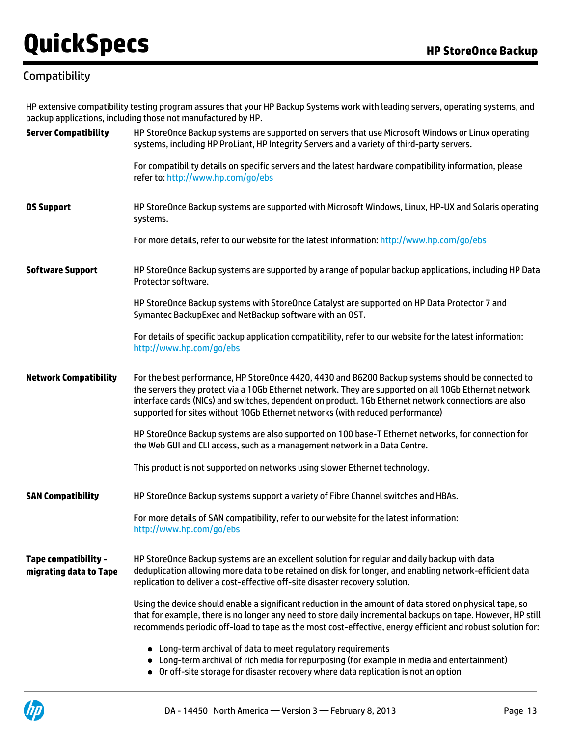## Compatibility

HP extensive compatibility testing program assures that your HP Backup Systems work with leading servers, operating systems, and backup applications, including those not manufactured by HP.

**Server Compatibility**

HP StoreOnce Backup systems are supported on servers that use Microsoft Windows or Linux operating systems, including HP ProLiant, HP Integrity Servers and a variety of third-party servers.

For compatibility details on specific servers and the latest hardware compatibility information, please refer to: http://www.hp.com/go/ebs

**OS Support**

HP StoreOnce Backup systems are supported with Microsoft Windows, Linux, HP-UX and Solaris operating systems.

For more details, refer to our website for the latest information: http://www.hp.com/go/ebs

**Software Support**

HP StoreOnce Backup systems are supported by a range of popular backup applications, including HP Data Protector software.

HP StoreOnce Backup systems with StoreOnce Catalyst are supported on HP Data Protector 7 and Symantec BackupExec and NetBackup software with an OST.

For details of specific backup application compatibility, refer to our website for the latest information: http://www.hp.com/go/ebs

**Network Compatibility**

For the best performance, HP StoreOnce 4420, 4430 and B6200 Backup systems should be connected to the servers they protect via a 10Gb Ethernet network. They are supported on all 10Gb Ethernet network interface cards (NICs) and switches, dependent on product. 1Gb Ethernet network connections are also supported for sites without 10Gb Ethernet networks (with reduced performance)

HP StoreOnce Backup systems are also supported on 100 base-T Ethernet networks, for connection for the Web GUI and CLI access, such as a management network in a Data Centre.

This product is not supported on networks using slower Ethernet technology.

**SAN Compatibility**

HP StoreOnce Backup systems support a variety of Fibre Channel switches and HBAs.

For more details of SAN compatibility, refer to our website for the latest information: http://www.hp.com/go/ebs

**Tape compatibility - migrating data to Tape**

HP StoreOnce Backup systems are an excellent solution for regular and daily backup with data deduplication allowing more data to be retained on disk for longer, and enabling network-efficient data replication to deliver a cost-effective off-site disaster recovery solution.

Using the device should enable a significant reduction in the amount of data stored on physical tape, so that for example, there is no longer any need to store daily incremental backups on tape. However, HP still recommends periodic off-load to tape as the most cost-effective, energy efficient and robust solution for:

- Long-term archival of data to meet regulatory requirements
- Long-term archival of rich media for repurposing (for example in media and entertainment)
- Or off-site storage for disaster recovery where data replication is not an option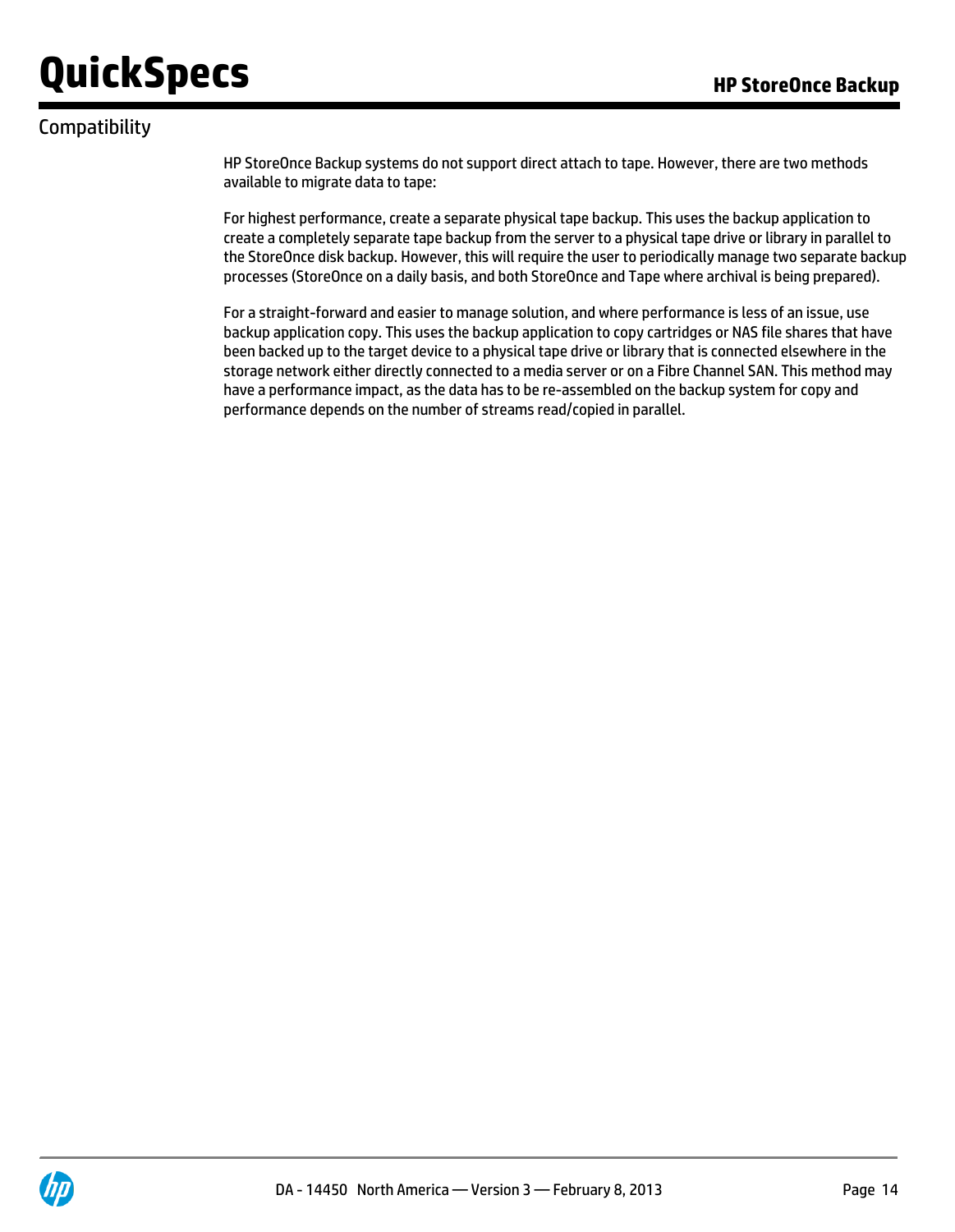## Compatibility

HP StoreOnce Backup systems do not support direct attach to tape. However, there are two methods available to migrate data to tape:

For highest performance, create a separate physical tape backup. This uses the backup application to create a completely separate tape backup from the server to a physical tape drive or library in parallel to the StoreOnce disk backup. However, this will require the user to periodically manage two separate backup processes (StoreOnce on a daily basis, and both StoreOnce and Tape where archival is being prepared).

For a straight-forward and easier to manage solution, and where performance is less of an issue, use backup application copy. This uses the backup application to copy cartridges or NAS file shares that have been backed up to the target device to a physical tape drive or library that is connected elsewhere in the storage network either directly connected to a media server or on a Fibre Channel SAN. This method may have a performance impact, as the data has to be re-assembled on the backup system for copy and performance depends on the number of streams read/copied in parallel.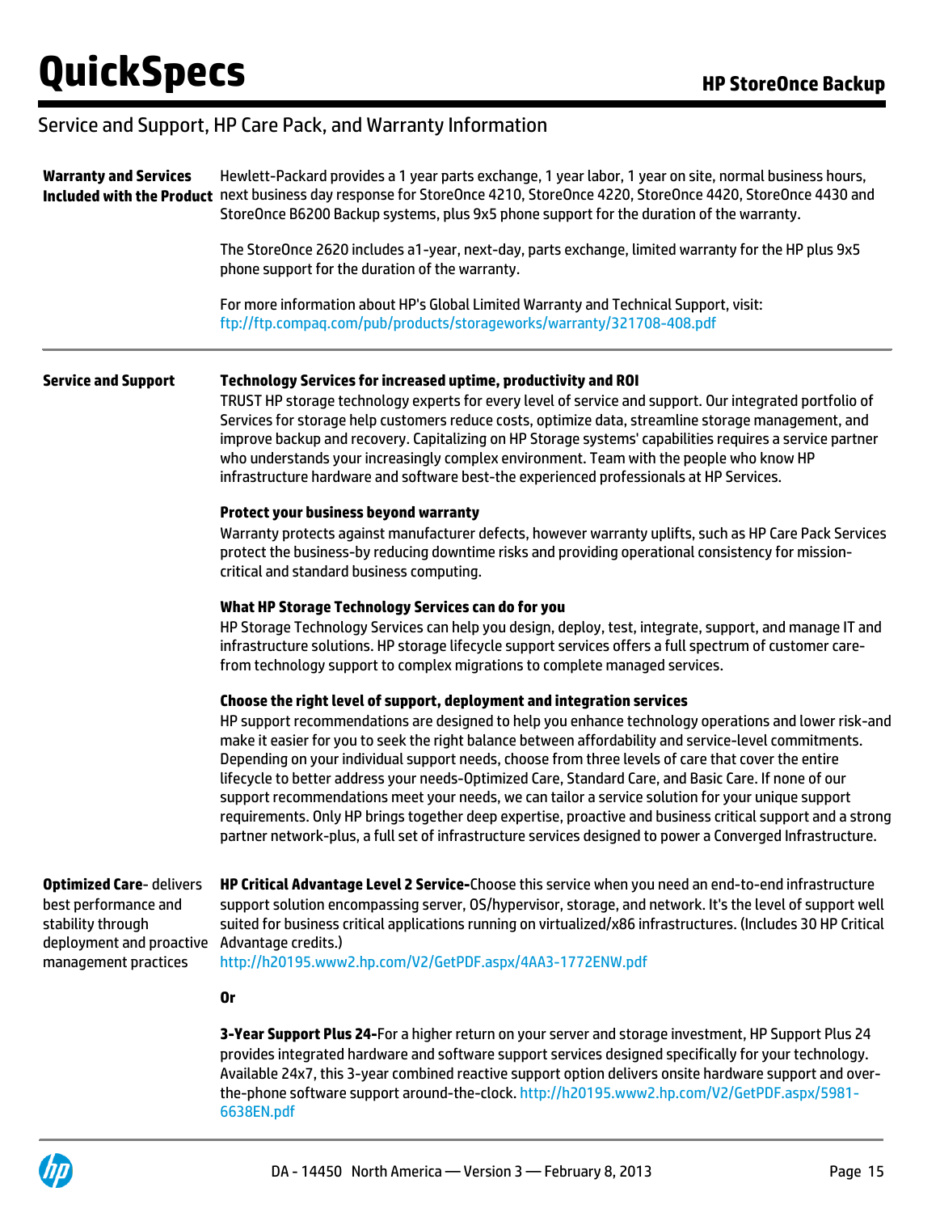## Service and Support, HP Care Pack, and Warranty Information

**Warranty and Services Included with the Product**

Hewlett-Packard provides a 1 year parts exchange, 1 year labor, 1 year on site, normal business hours, next business day response for StoreOnce 4210, StoreOnce 4220, StoreOnce 4420, StoreOnce 4430 and StoreOnce B6200 Backup systems, plus 9x5 phone support for the duration of the warranty.

The StoreOnce 2620 includes a1-year, next-day, parts exchange, limited warranty for the HP plus 9x5 phone support for the duration of the warranty.

For more information about HP's Global Limited Warranty and Technical Support, visit: ftp://ftp.compaq.com/pub/products/storageworks/warranty/321708-408.pdf

---

**Service and Support**

**Technology Services for increased uptime, productivity and ROI**

TRUST HP storage technology experts for every level of service and support. Our integrated portfolio of Services for storage help customers reduce costs, optimize data, streamline storage management, and improve backup and recovery. Capitalizing on HP Storage systems' capabilities requires a service partner who understands your increasingly complex environment. Team with the people who know HP infrastructure hardware and software best-the experienced professionals at HP Services.

**Protect your business beyond warranty**

Warranty protects against manufacturer defects, however warranty uplifts, such as HP Care Pack Services protect the business-by reducing downtime risks and providing operational consistency for mission-critical and standard business computing.

**What HP Storage Technology Services can do for you**

HP Storage Technology Services can help you design, deploy, test, integrate, support, and manage IT and infrastructure solutions. HP storage lifecycle support services offers a full spectrum of customer care-from technology support to complex migrations to complete managed services.

**Choose the right level of support, deployment and integration services**

HP support recommendations are designed to help you enhance technology operations and lower risk-and make it easier for you to seek the right balance between affordability and service-level commitments. Depending on your individual support needs, choose from three levels of care that cover the entire lifecycle to better address your needs-Optimized Care, Standard Care, and Basic Care. If none of our support recommendations meet your needs, we can tailor a service solution for your unique support requirements. Only HP brings together deep expertise, proactive and business critical support and a strong partner network-plus, a full set of infrastructure services designed to power a Converged Infrastructure.

**Optimized Care**- delivers best performance and stability through deployment and proactive management practices

**HP Critical Advantage Level 2 Service-**Choose this service when you need an end-to-end infrastructure support solution encompassing server, OS/hypervisor, storage, and network. It's the level of support well suited for business critical applications running on virtualized/x86 infrastructures. (Includes 30 HP Critical Advantage credits.)
http://h20195.www2.hp.com/V2/GetPDF.aspx/4AA3-1772ENW.pdf

**Or**

**3-Year Support Plus 24-**For a higher return on your server and storage investment, HP Support Plus 24 provides integrated hardware and software support services designed specifically for your technology. Available 24x7, this 3-year combined reactive support option delivers onsite hardware support and over-the-phone software support around-the-clock. http://h20195.www2.hp.com/V2/GetPDF.aspx/5981-6638EN.pdf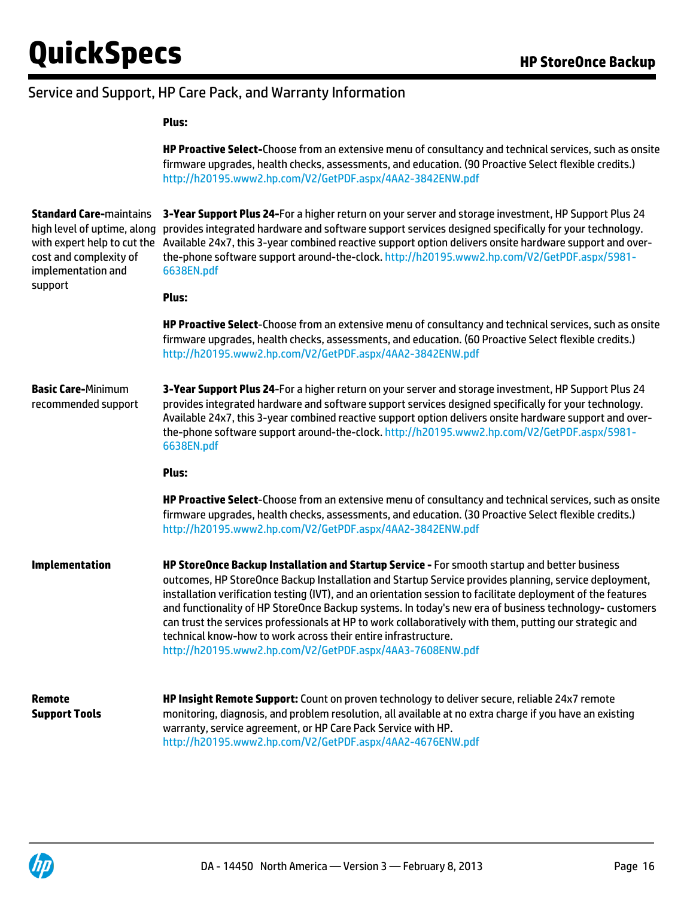## Service and Support, HP Care Pack, and Warranty Information

| | |
|---|---|
| | **Plus:**<br><br>**HP Proactive Select-**Choose from an extensive menu of consultancy and technical services, such as onsite firmware upgrades, health checks, assessments, and education. (90 Proactive Select flexible credits.) http://h20195.www2.hp.com/V2/GetPDF.aspx/4AA2-3842ENW.pdf |
| **Standard Care-**maintains high level of uptime, along with expert help to cut the cost and complexity of implementation and support | **3-Year Support Plus 24-**For a higher return on your server and storage investment, HP Support Plus 24 provides integrated hardware and software support services designed specifically for your technology. Available 24x7, this 3-year combined reactive support option delivers onsite hardware support and over-the-phone software support around-the-clock. http://h20195.www2.hp.com/V2/GetPDF.aspx/5981-6638EN.pdf<br><br>**Plus:**<br><br>**HP Proactive Select**-Choose from an extensive menu of consultancy and technical services, such as onsite firmware upgrades, health checks, assessments, and education. (60 Proactive Select flexible credits.) http://h20195.www2.hp.com/V2/GetPDF.aspx/4AA2-3842ENW.pdf |
| **Basic Care-**Minimum recommended support | **3-Year Support Plus 24**-For a higher return on your server and storage investment, HP Support Plus 24 provides integrated hardware and software support services designed specifically for your technology. Available 24x7, this 3-year combined reactive support option delivers onsite hardware support and over-the-phone software support around-the-clock. http://h20195.www2.hp.com/V2/GetPDF.aspx/5981-6638EN.pdf<br><br>**Plus:**<br><br>**HP Proactive Select**-Choose from an extensive menu of consultancy and technical services, such as onsite firmware upgrades, health checks, assessments, and education. (30 Proactive Select flexible credits.) http://h20195.www2.hp.com/V2/GetPDF.aspx/4AA2-3842ENW.pdf |
| **Implementation** | **HP StoreOnce Backup Installation and Startup Service -** For smooth startup and better business outcomes, HP StoreOnce Backup Installation and Startup Service provides planning, service deployment, installation verification testing (IVT), and an orientation session to facilitate deployment of the features and functionality of HP StoreOnce Backup systems. In today's new era of business technology- customers can trust the services professionals at HP to work collaboratively with them, putting our strategic and technical know-how to work across their entire infrastructure. http://h20195.www2.hp.com/V2/GetPDF.aspx/4AA3-7608ENW.pdf |
| **Remote Support Tools** | **HP Insight Remote Support:** Count on proven technology to deliver secure, reliable 24x7 remote monitoring, diagnosis, and problem resolution, all available at no extra charge if you have an existing warranty, service agreement, or HP Care Pack Service with HP. http://h20195.www2.hp.com/V2/GetPDF.aspx/4AA2-4676ENW.pdf |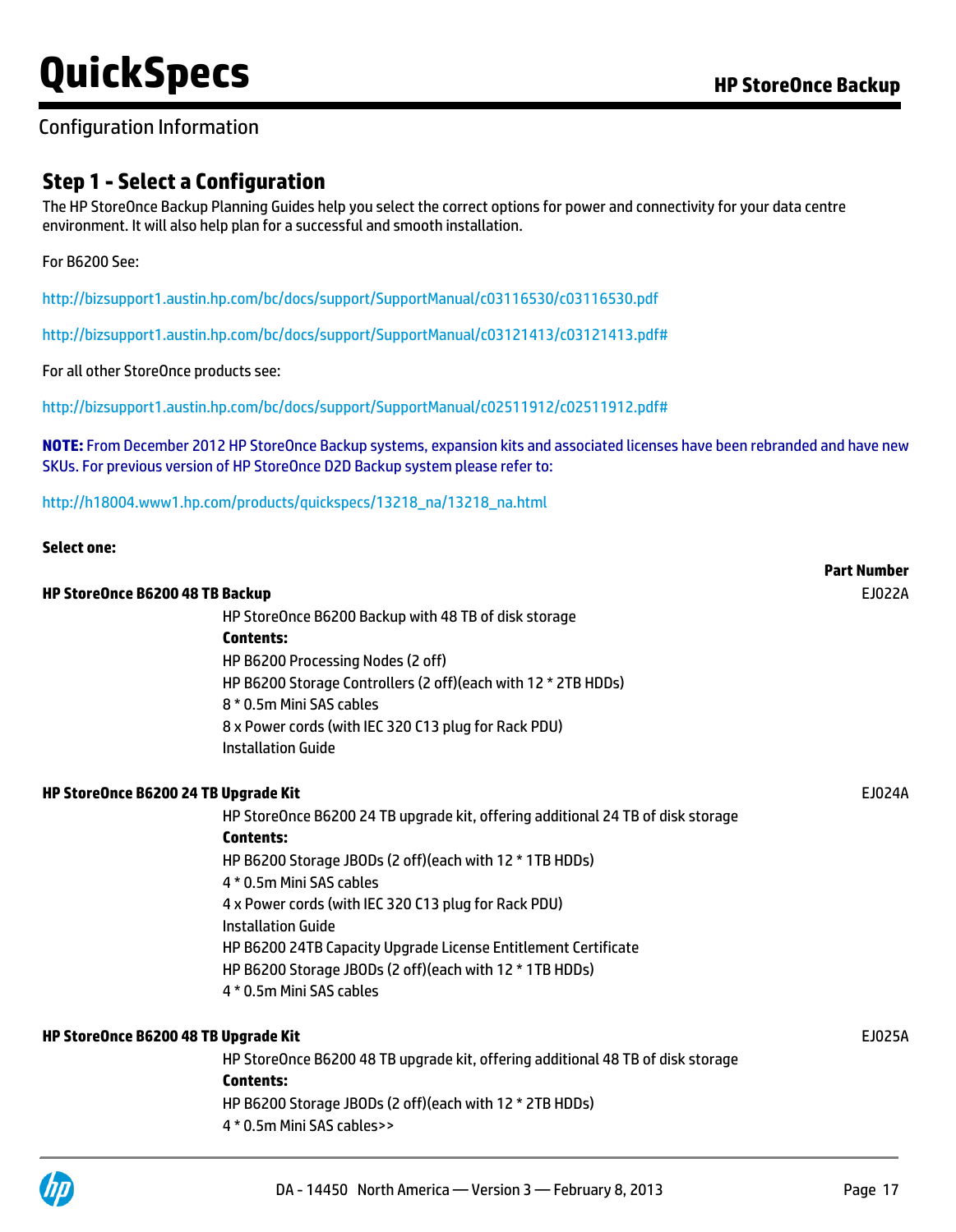## Configuration Information

### Step 1 - Select a Configuration

The HP StoreOnce Backup Planning Guides help you select the correct options for power and connectivity for your data centre environment. It will also help plan for a successful and smooth installation.

For B6200 See:

http://bizsupport1.austin.hp.com/bc/docs/support/SupportManual/c03116530/c03116530.pdf

http://bizsupport1.austin.hp.com/bc/docs/support/SupportManual/c03121413/c03121413.pdf#

For all other StoreOnce products see:

http://bizsupport1.austin.hp.com/bc/docs/support/SupportManual/c02511912/c02511912.pdf#

**NOTE:** From December 2012 HP StoreOnce Backup systems, expansion kits and associated licenses have been rebranded and have new SKUs. For previous version of HP StoreOnce D2D Backup system please refer to:

http://h18004.www1.hp.com/products/quickspecs/13218_na/13218_na.html

**Select one:**

| | | Part Number |
|---|---|---|
| **HP StoreOnce B6200 48 TB Backup** | HP StoreOnce B6200 Backup with 48 TB of disk storage<br>**Contents:**<br>HP B6200 Processing Nodes (2 off)<br>HP B6200 Storage Controllers (2 off)(each with 12 * 2TB HDDs)<br>8 * 0.5m Mini SAS cables<br>8 x Power cords (with IEC 320 C13 plug for Rack PDU)<br>Installation Guide | EJ022A |
| **HP StoreOnce B6200 24 TB Upgrade Kit** | HP StoreOnce B6200 24 TB upgrade kit, offering additional 24 TB of disk storage<br>**Contents:**<br>HP B6200 Storage JBODs (2 off)(each with 12 * 1TB HDDs)<br>4 * 0.5m Mini SAS cables<br>4 x Power cords (with IEC 320 C13 plug for Rack PDU)<br>Installation Guide<br>HP B6200 24TB Capacity Upgrade License Entitlement Certificate<br>HP B6200 Storage JBODs (2 off)(each with 12 * 1TB HDDs)<br>4 * 0.5m Mini SAS cables | EJ024A |
| **HP StoreOnce B6200 48 TB Upgrade Kit** | HP StoreOnce B6200 48 TB upgrade kit, offering additional 48 TB of disk storage<br>**Contents:**<br>HP B6200 Storage JBODs (2 off)(each with 12 * 2TB HDDs)<br>4 * 0.5m Mini SAS cables>> | EJ025A |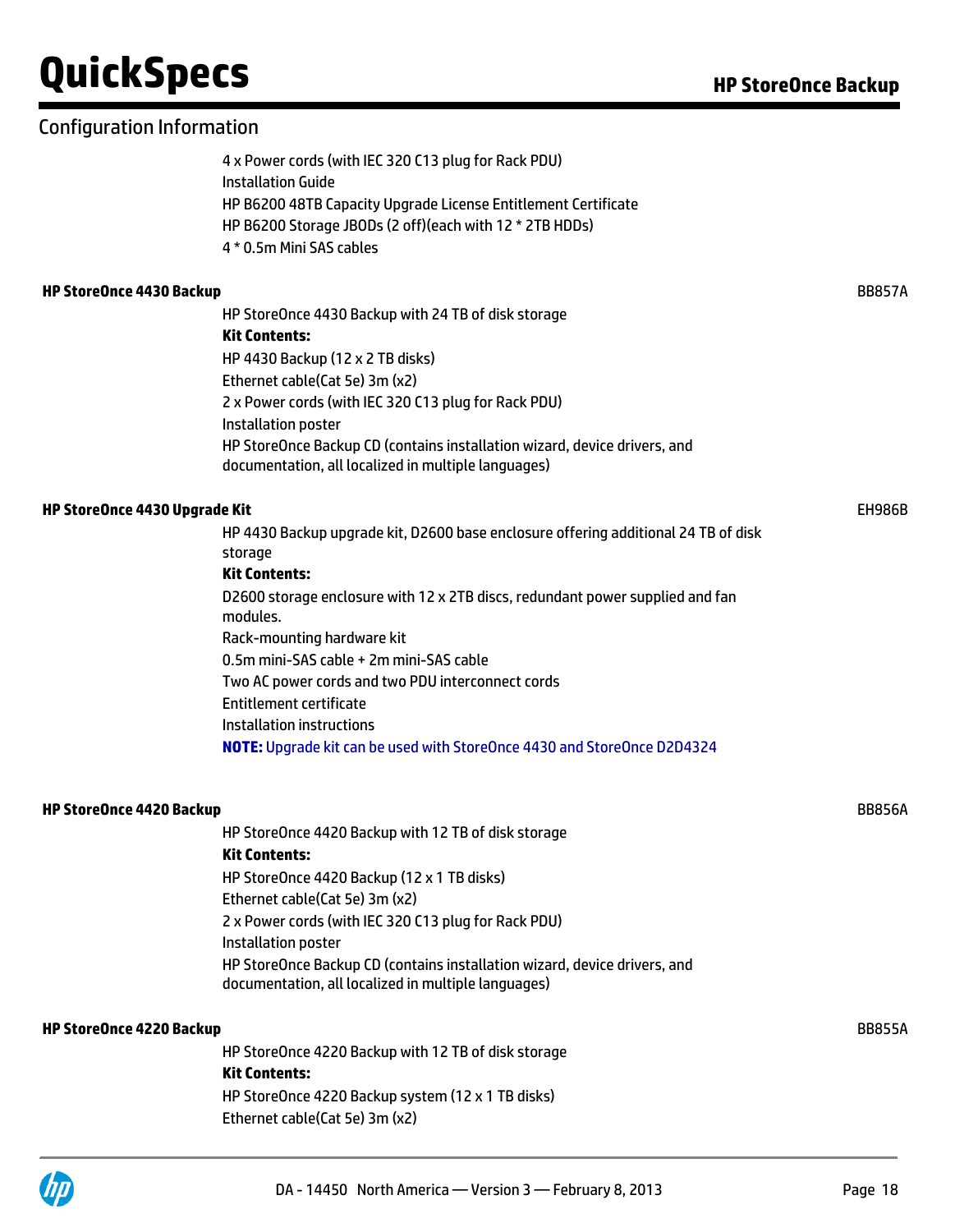## Configuration Information

4 x Power cords (with IEC 320 C13 plug for Rack PDU)
Installation Guide
HP B6200 48TB Capacity Upgrade License Entitlement Certificate
HP B6200 Storage JBODs (2 off)(each with 12 * 2TB HDDs)
4 * 0.5m Mini SAS cables

**HP StoreOnce 4430 Backup** — BB857A

HP StoreOnce 4430 Backup with 24 TB of disk storage

**Kit Contents:**

HP 4430 Backup (12 x 2 TB disks)
Ethernet cable(Cat 5e) 3m (x2)
2 x Power cords (with IEC 320 C13 plug for Rack PDU)
Installation poster
HP StoreOnce Backup CD (contains installation wizard, device drivers, and documentation, all localized in multiple languages)

**HP StoreOnce 4430 Upgrade Kit** — EH986B

HP 4430 Backup upgrade kit, D2600 base enclosure offering additional 24 TB of disk storage

**Kit Contents:**

D2600 storage enclosure with 12 x 2TB discs, redundant power supplied and fan modules.
Rack-mounting hardware kit
0.5m mini-SAS cable + 2m mini-SAS cable
Two AC power cords and two PDU interconnect cords
Entitlement certificate
Installation instructions

**NOTE:** Upgrade kit can be used with StoreOnce 4430 and StoreOnce D2D4324

**HP StoreOnce 4420 Backup** — BB856A

HP StoreOnce 4420 Backup with 12 TB of disk storage

**Kit Contents:**

HP StoreOnce 4420 Backup (12 x 1 TB disks)
Ethernet cable(Cat 5e) 3m (x2)
2 x Power cords (with IEC 320 C13 plug for Rack PDU)
Installation poster
HP StoreOnce Backup CD (contains installation wizard, device drivers, and documentation, all localized in multiple languages)

**HP StoreOnce 4220 Backup** — BB855A

HP StoreOnce 4220 Backup with 12 TB of disk storage

**Kit Contents:**

HP StoreOnce 4220 Backup system (12 x 1 TB disks)
Ethernet cable(Cat 5e) 3m (x2)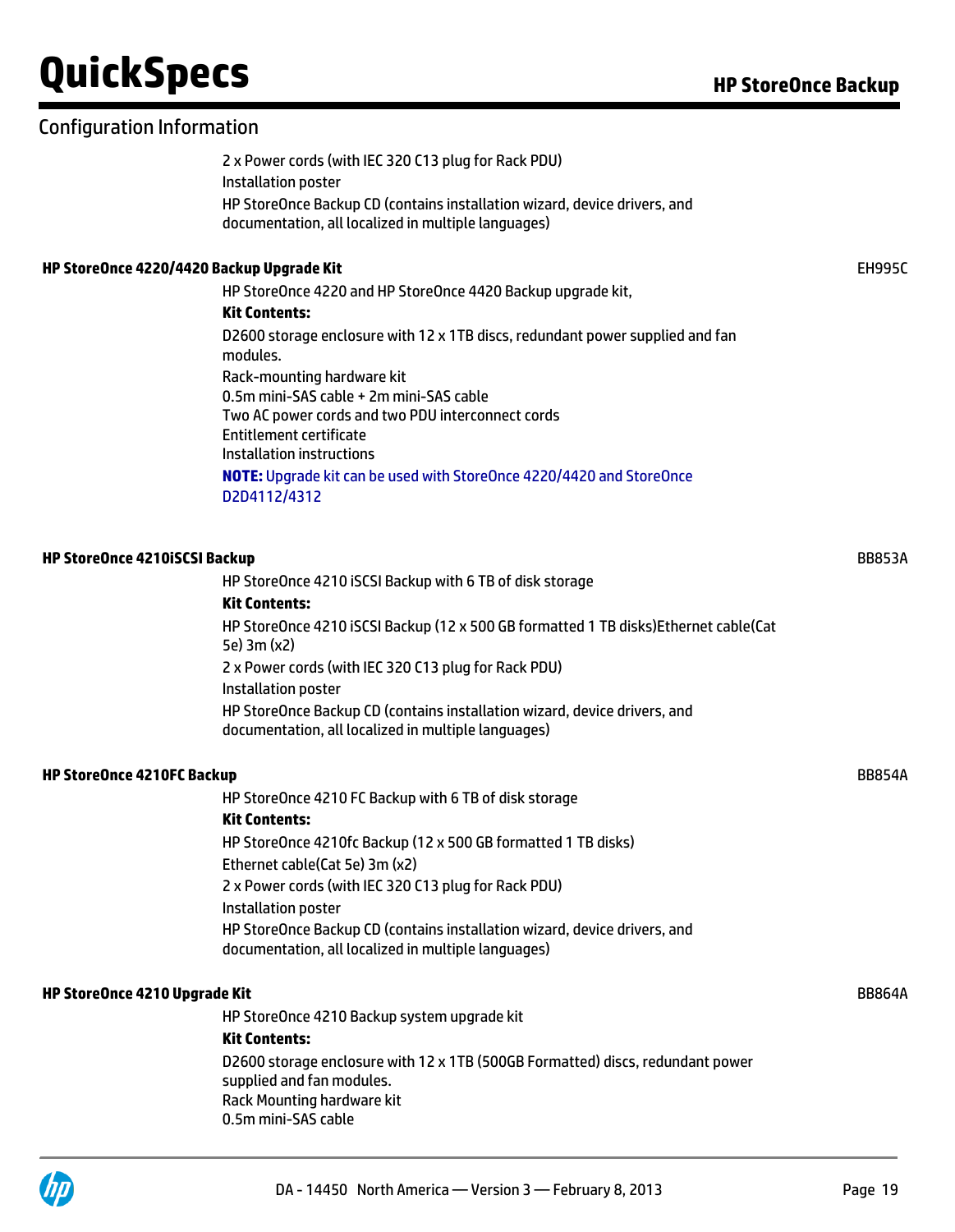## Configuration Information

2 x Power cords (with IEC 320 C13 plug for Rack PDU)
Installation poster
HP StoreOnce Backup CD (contains installation wizard, device drivers, and documentation, all localized in multiple languages)

**HP StoreOnce 4220/4420 Backup Upgrade Kit** — EH995C

HP StoreOnce 4220 and HP StoreOnce 4420 Backup upgrade kit,

**Kit Contents:**

D2600 storage enclosure with 12 x 1TB discs, redundant power supplied and fan modules.
Rack-mounting hardware kit
0.5m mini-SAS cable + 2m mini-SAS cable
Two AC power cords and two PDU interconnect cords
Entitlement certificate
Installation instructions

**NOTE:** Upgrade kit can be used with StoreOnce 4220/4420 and StoreOnce D2D4112/4312

**HP StoreOnce 4210iSCSI Backup** — BB853A

HP StoreOnce 4210 iSCSI Backup with 6 TB of disk storage

**Kit Contents:**

HP StoreOnce 4210 iSCSI Backup (12 x 500 GB formatted 1 TB disks)Ethernet cable(Cat 5e) 3m (x2)
2 x Power cords (with IEC 320 C13 plug for Rack PDU)
Installation poster
HP StoreOnce Backup CD (contains installation wizard, device drivers, and documentation, all localized in multiple languages)

**HP StoreOnce 4210FC Backup** — BB854A

HP StoreOnce 4210 FC Backup with 6 TB of disk storage

**Kit Contents:**

HP StoreOnce 4210fc Backup (12 x 500 GB formatted 1 TB disks)
Ethernet cable(Cat 5e) 3m (x2)
2 x Power cords (with IEC 320 C13 plug for Rack PDU)
Installation poster
HP StoreOnce Backup CD (contains installation wizard, device drivers, and documentation, all localized in multiple languages)

**HP StoreOnce 4210 Upgrade Kit** — BB864A

HP StoreOnce 4210 Backup system upgrade kit

**Kit Contents:**

D2600 storage enclosure with 12 x 1TB (500GB Formatted) discs, redundant power supplied and fan modules.
Rack Mounting hardware kit
0.5m mini-SAS cable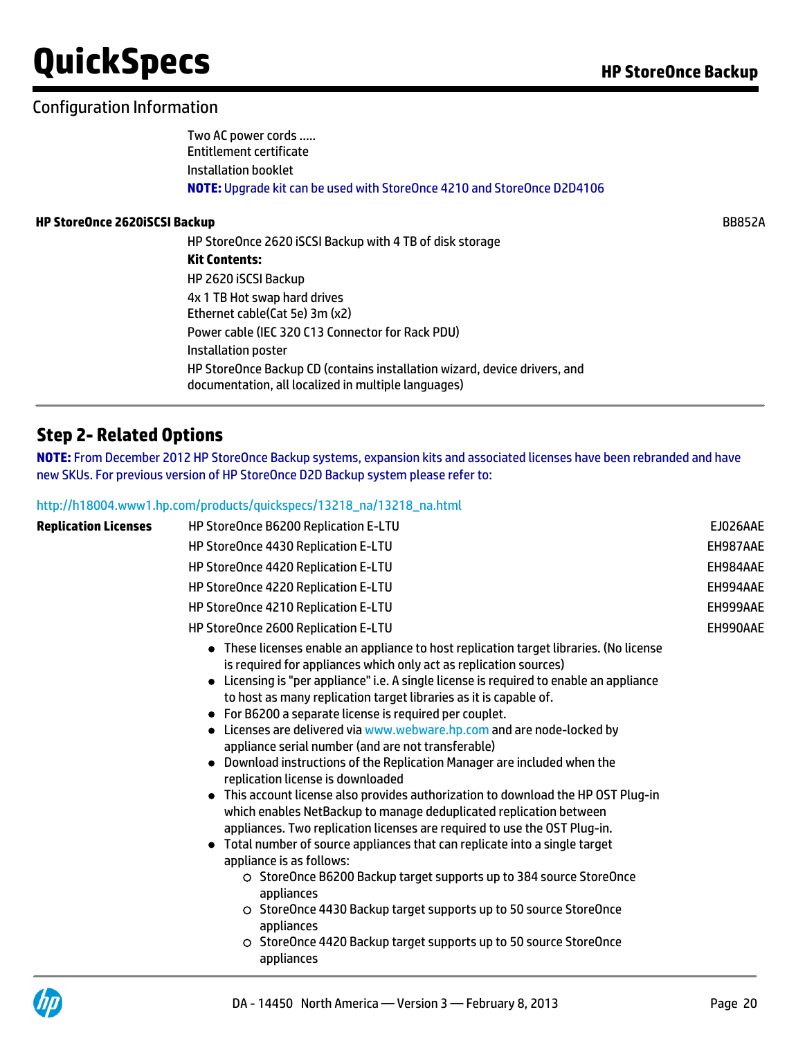## Configuration Information

Two AC power cords .....
Entitlement certificate
Installation booklet
**NOTE:** Upgrade kit can be used with StoreOnce 4210 and StoreOnce D2D4106

**HP StoreOnce 2620iSCSI Backup** BB852A

HP StoreOnce 2620 iSCSI Backup with 4 TB of disk storage

**Kit Contents:**

HP 2620 iSCSI Backup
4x 1 TB Hot swap hard drives
Ethernet cable(Cat 5e) 3m (x2)
Power cable (IEC 320 C13 Connector for Rack PDU)
Installation poster
HP StoreOnce Backup CD (contains installation wizard, device drivers, and documentation, all localized in multiple languages)

## Step 2- Related Options

**NOTE:** From December 2012 HP StoreOnce Backup systems, expansion kits and associated licenses have been rebranded and have new SKUs. For previous version of HP StoreOnce D2D Backup system please refer to:

http://h18004.www1.hp.com/products/quickspecs/13218_na/13218_na.html

| Replication Licenses | | |
|---|---|---|
| | HP StoreOnce B6200 Replication E-LTU | EJ026AAE |
| | HP StoreOnce 4430 Replication E-LTU | EH987AAE |
| | HP StoreOnce 4420 Replication E-LTU | EH984AAE |
| | HP StoreOnce 4220 Replication E-LTU | EH994AAE |
| | HP StoreOnce 4210 Replication E-LTU | EH999AAE |
| | HP StoreOnce 2600 Replication E-LTU | EH990AAE |

- These licenses enable an appliance to host replication target libraries. (No license is required for appliances which only act as replication sources)
- Licensing is "per appliance" i.e. A single license is required to enable an appliance to host as many replication target libraries as it is capable of.
- For B6200 a separate license is required per couplet.
- Licenses are delivered via www.webware.hp.com and are node-locked by appliance serial number (and are not transferable)
- Download instructions of the Replication Manager are included when the replication license is downloaded
- This account license also provides authorization to download the HP OST Plug-in which enables NetBackup to manage deduplicated replication between appliances. Two replication licenses are required to use the OST Plug-in.
- Total number of source appliances that can replicate into a single target appliance is as follows:
  - StoreOnce B6200 Backup target supports up to 384 source StoreOnce appliances
  - StoreOnce 4430 Backup target supports up to 50 source StoreOnce appliances
  - StoreOnce 4420 Backup target supports up to 50 source StoreOnce appliances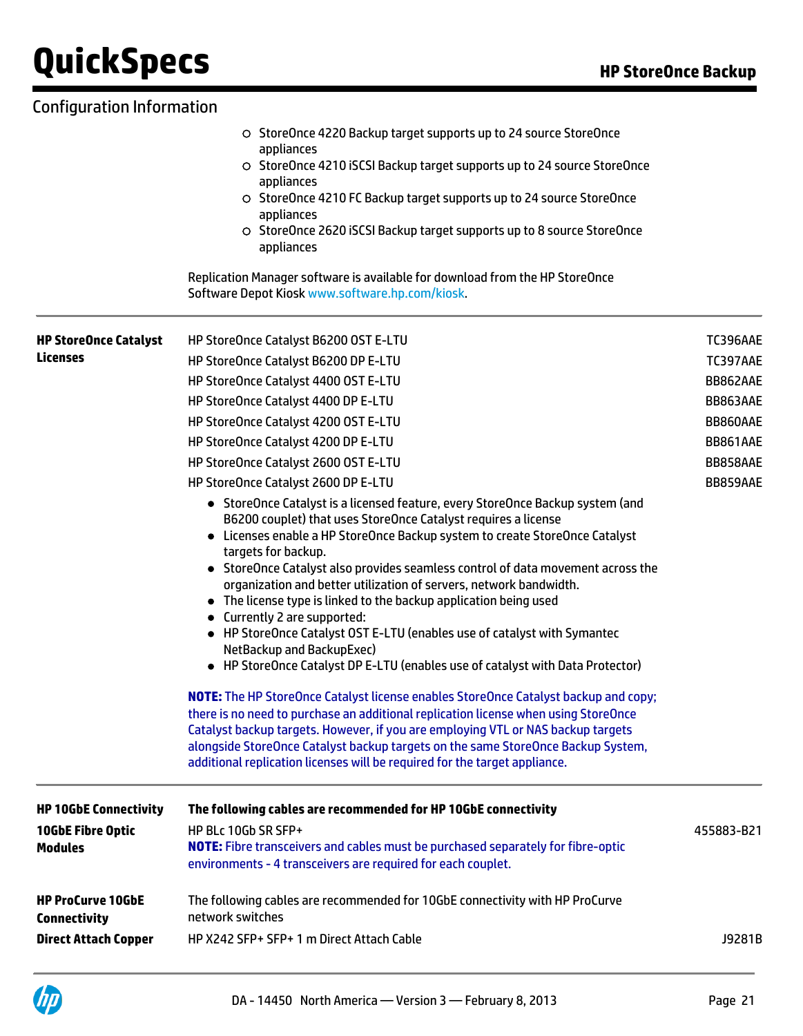## Configuration Information

- StoreOnce 4220 Backup target supports up to 24 source StoreOnce appliances
- StoreOnce 4210 iSCSI Backup target supports up to 24 source StoreOnce appliances
- StoreOnce 4210 FC Backup target supports up to 24 source StoreOnce appliances
- StoreOnce 2620 iSCSI Backup target supports up to 8 source StoreOnce appliances

Replication Manager software is available for download from the HP StoreOnce Software Depot Kiosk www.software.hp.com/kiosk.

### HP StoreOnce Catalyst Licenses

| Description | Part Number |
|---|---|
| HP StoreOnce Catalyst B6200 OST E-LTU | TC396AAE |
| HP StoreOnce Catalyst B6200 DP E-LTU | TC397AAE |
| HP StoreOnce Catalyst 4400 OST E-LTU | BB862AAE |
| HP StoreOnce Catalyst 4400 DP E-LTU | BB863AAE |
| HP StoreOnce Catalyst 4200 OST E-LTU | BB860AAE |
| HP StoreOnce Catalyst 4200 DP E-LTU | BB861AAE |
| HP StoreOnce Catalyst 2600 OST E-LTU | BB858AAE |
| HP StoreOnce Catalyst 2600 DP E-LTU | BB859AAE |

- StoreOnce Catalyst is a licensed feature, every StoreOnce Backup system (and B6200 couplet) that uses StoreOnce Catalyst requires a license
- Licenses enable a HP StoreOnce Backup system to create StoreOnce Catalyst targets for backup.
- StoreOnce Catalyst also provides seamless control of data movement across the organization and better utilization of servers, network bandwidth.
- The license type is linked to the backup application being used
- Currently 2 are supported:
- HP StoreOnce Catalyst OST E-LTU (enables use of catalyst with Symantec NetBackup and BackupExec)
- HP StoreOnce Catalyst DP E-LTU (enables use of catalyst with Data Protector)

**NOTE:** The HP StoreOnce Catalyst license enables StoreOnce Catalyst backup and copy; there is no need to purchase an additional replication license when using StoreOnce Catalyst backup targets. However, if you are employing VTL or NAS backup targets alongside StoreOnce Catalyst backup targets on the same StoreOnce Backup System, additional replication licenses will be required for the target appliance.

### HP 10GbE Connectivity

**The following cables are recommended for HP 10GbE connectivity**

**10GbE Fibre Optic Modules**

| Description | Part Number |
|---|---|
| HP BLc 10Gb SR SFP+ | 455883-B21 |

**NOTE:** Fibre transceivers and cables must be purchased separately for fibre-optic environments - 4 transceivers are required for each couplet.

### HP ProCurve 10GbE Connectivity

The following cables are recommended for 10GbE connectivity with HP ProCurve network switches

**Direct Attach Copper**

| Description | Part Number |
|---|---|
| HP X242 SFP+ SFP+ 1 m Direct Attach Cable | J9281B |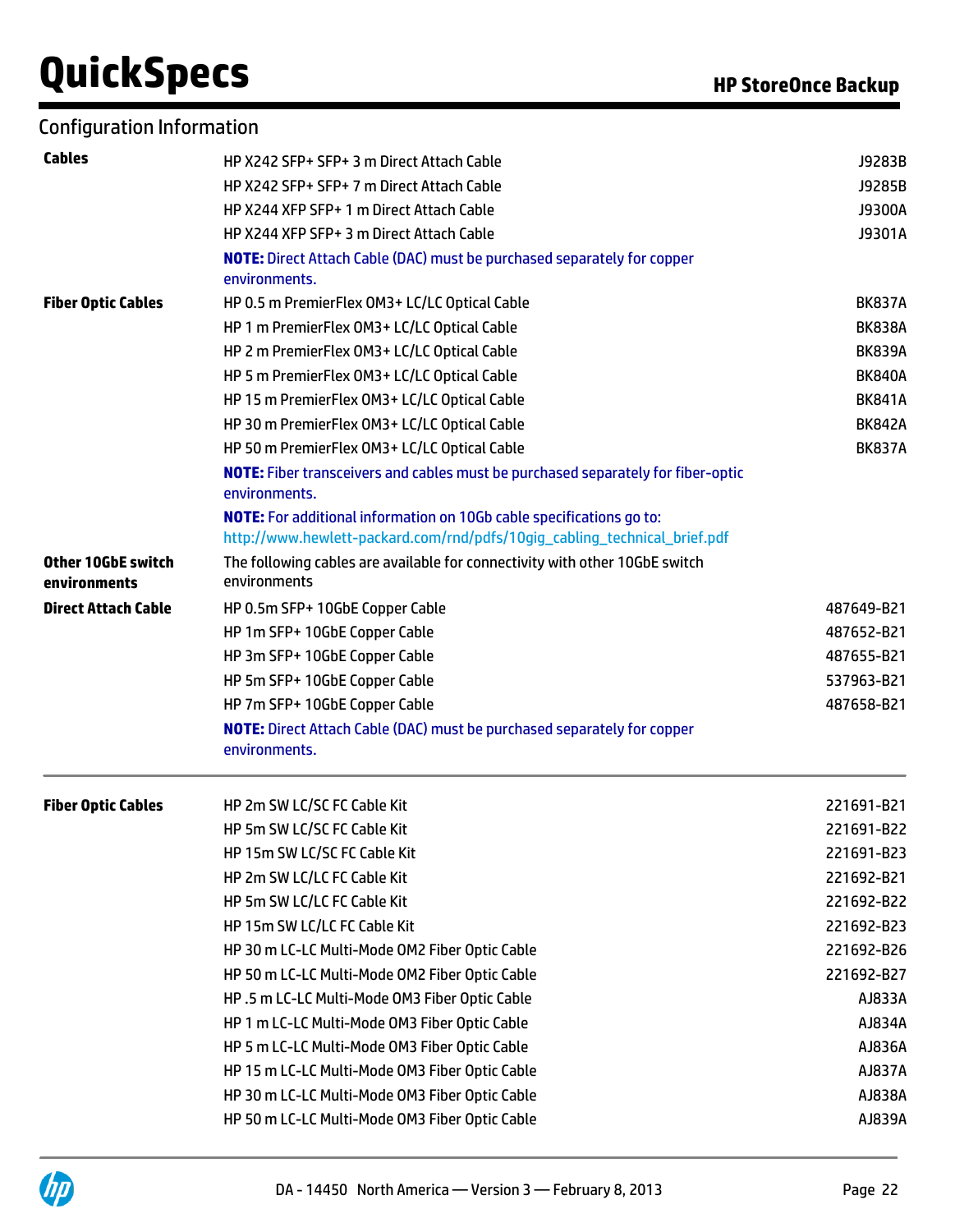## Configuration Information

| | | |
|---|---|---|
| **Cables** | HP X242 SFP+ SFP+ 3 m Direct Attach Cable | J9283B |
| | HP X242 SFP+ SFP+ 7 m Direct Attach Cable | J9285B |
| | HP X244 XFP SFP+ 1 m Direct Attach Cable | J9300A |
| | HP X244 XFP SFP+ 3 m Direct Attach Cable | J9301A |
| | **NOTE:** Direct Attach Cable (DAC) must be purchased separately for copper environments. | |
| **Fiber Optic Cables** | HP 0.5 m PremierFlex OM3+ LC/LC Optical Cable | BK837A |
| | HP 1 m PremierFlex OM3+ LC/LC Optical Cable | BK838A |
| | HP 2 m PremierFlex OM3+ LC/LC Optical Cable | BK839A |
| | HP 5 m PremierFlex OM3+ LC/LC Optical Cable | BK840A |
| | HP 15 m PremierFlex OM3+ LC/LC Optical Cable | BK841A |
| | HP 30 m PremierFlex OM3+ LC/LC Optical Cable | BK842A |
| | HP 50 m PremierFlex OM3+ LC/LC Optical Cable | BK837A |
| | **NOTE:** Fiber transceivers and cables must be purchased separately for fiber-optic environments. | |
| | **NOTE:** For additional information on 10Gb cable specifications go to: http://www.hewlett-packard.com/rnd/pdfs/10gig_cabling_technical_brief.pdf | |
| **Other 10GbE switch environments** | The following cables are available for connectivity with other 10GbE switch environments | |
| **Direct Attach Cable** | HP 0.5m SFP+ 10GbE Copper Cable | 487649-B21 |
| | HP 1m SFP+ 10GbE Copper Cable | 487652-B21 |
| | HP 3m SFP+ 10GbE Copper Cable | 487655-B21 |
| | HP 5m SFP+ 10GbE Copper Cable | 537963-B21 |
| | HP 7m SFP+ 10GbE Copper Cable | 487658-B21 |
| | **NOTE:** Direct Attach Cable (DAC) must be purchased separately for copper environments. | |

| | | |
|---|---|---|
| **Fiber Optic Cables** | HP 2m SW LC/SC FC Cable Kit | 221691-B21 |
| | HP 5m SW LC/SC FC Cable Kit | 221691-B22 |
| | HP 15m SW LC/SC FC Cable Kit | 221691-B23 |
| | HP 2m SW LC/LC FC Cable Kit | 221692-B21 |
| | HP 5m SW LC/LC FC Cable Kit | 221692-B22 |
| | HP 15m SW LC/LC FC Cable Kit | 221692-B23 |
| | HP 30 m LC-LC Multi-Mode OM2 Fiber Optic Cable | 221692-B26 |
| | HP 50 m LC-LC Multi-Mode OM2 Fiber Optic Cable | 221692-B27 |
| | HP .5 m LC-LC Multi-Mode OM3 Fiber Optic Cable | AJ833A |
| | HP 1 m LC-LC Multi-Mode OM3 Fiber Optic Cable | AJ834A |
| | HP 5 m LC-LC Multi-Mode OM3 Fiber Optic Cable | AJ836A |
| | HP 15 m LC-LC Multi-Mode OM3 Fiber Optic Cable | AJ837A |
| | HP 30 m LC-LC Multi-Mode OM3 Fiber Optic Cable | AJ838A |
| | HP 50 m LC-LC Multi-Mode OM3 Fiber Optic Cable | AJ839A |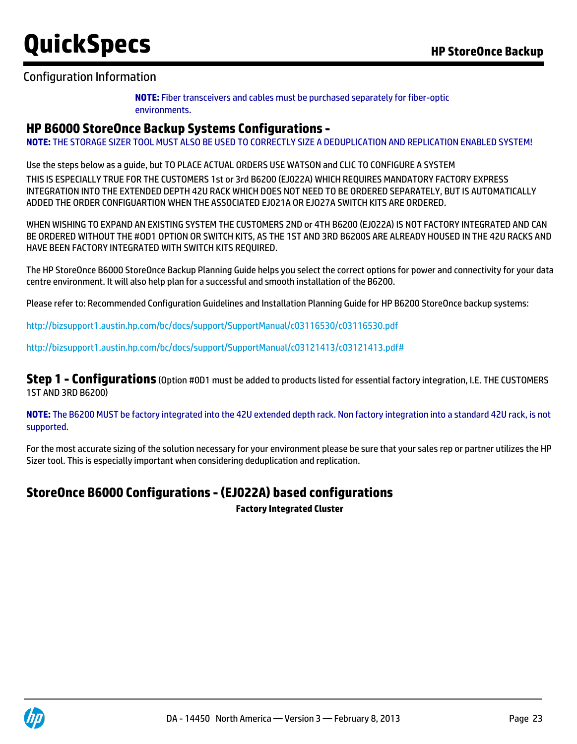Configuration Information

**NOTE:** Fiber transceivers and cables must be purchased separately for fiber-optic environments.

## HP B6000 StoreOnce Backup Systems Configurations -

**NOTE:** THE STORAGE SIZER TOOL MUST ALSO BE USED TO CORRECTLY SIZE A DEDUPLICATION AND REPLICATION ENABLED SYSTEM!

Use the steps below as a guide, but TO PLACE ACTUAL ORDERS USE WATSON and CLIC TO CONFIGURE A SYSTEM

THIS IS ESPECIALLY TRUE FOR THE CUSTOMERS 1st or 3rd B6200 (EJ022A) WHICH REQUIRES MANDATORY FACTORY EXPRESS INTEGRATION INTO THE EXTENDED DEPTH 42U RACK WHICH DOES NOT NEED TO BE ORDERED SEPARATELY, BUT IS AUTOMATICALLY ADDED THE ORDER CONFIGUARTION WHEN THE ASSOCIATED EJ021A OR EJ027A SWITCH KITS ARE ORDERED.

WHEN WISHING TO EXPAND AN EXISTING SYSTEM THE CUSTOMERS 2ND or 4TH B6200 (EJ022A) IS NOT FACTORY INTEGRATED AND CAN BE ORDERED WITHOUT THE #0D1 OPTION OR SWITCH KITS, AS THE 1ST AND 3RD B6200S ARE ALREADY HOUSED IN THE 42U RACKS AND HAVE BEEN FACTORY INTEGRATED WITH SWITCH KITS REQUIRED.

The HP StoreOnce B6000 StoreOnce Backup Planning Guide helps you select the correct options for power and connectivity for your data centre environment. It will also help plan for a successful and smooth installation of the B6200.

Please refer to: Recommended Configuration Guidelines and Installation Planning Guide for HP B6200 StoreOnce backup systems:

http://bizsupport1.austin.hp.com/bc/docs/support/SupportManual/c03116530/c03116530.pdf

http://bizsupport1.austin.hp.com/bc/docs/support/SupportManual/c03121413/c03121413.pdf#

**Step 1 - Configurations** (Option #0D1 must be added to products listed for essential factory integration, I.E. THE CUSTOMERS 1ST AND 3RD B6200)

**NOTE:** The B6200 MUST be factory integrated into the 42U extended depth rack. Non factory integration into a standard 42U rack, is not supported.

For the most accurate sizing of the solution necessary for your environment please be sure that your sales rep or partner utilizes the HP Sizer tool. This is especially important when considering deduplication and replication.

## StoreOnce B6000 Configurations - (EJ022A) based configurations

**Factory Integrated Cluster**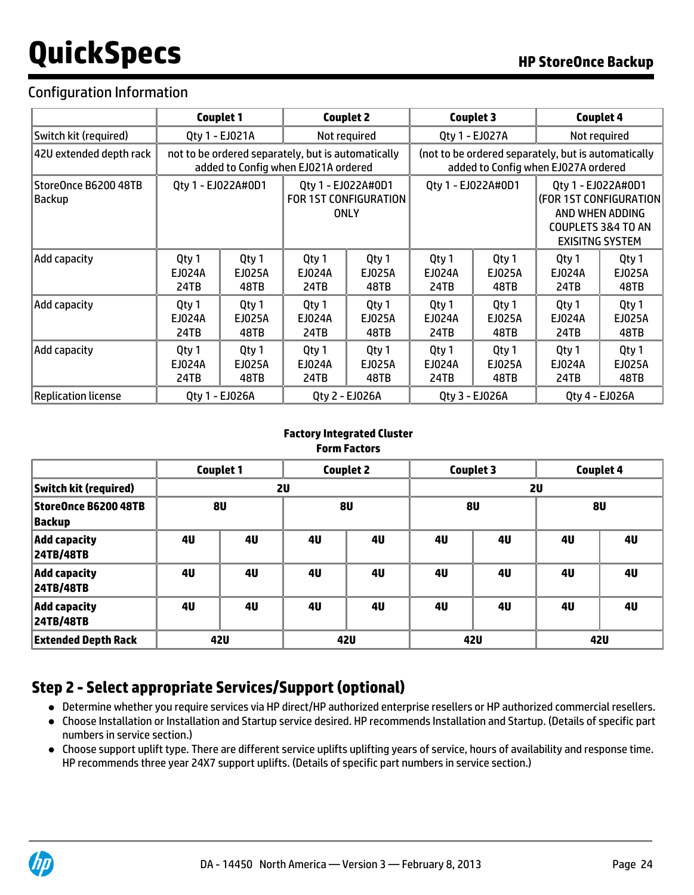## Configuration Information

| | Couplet 1 | | Couplet 2 | | Couplet 3 | | Couplet 4 | |
|---|---|---|---|---|---|---|---|---|
| Switch kit (required) | Qty 1 - EJ021A | | Not required | | Qty 1 - EJ027A | | Not required | |
| 42U extended depth rack | not to be ordered separately, but is automatically added to Config when EJ021A ordered | | | | (not to be ordered separately, but is automatically added to Config when EJ027A ordered | | | |
| StoreOnce B6200 48TB Backup | Qty 1 - EJ022A#0D1 | | Qty 1 - EJ022A#0D1 FOR 1ST CONFIGURATION ONLY | | Qty 1 - EJ022A#0D1 | | Qty 1 - EJ022A#0D1 (FOR 1ST CONFIGURATION AND WHEN ADDING COUPLETS 3&4 TO AN EXISITNG SYSTEM | |
| Add capacity | Qty 1 EJ024A 24TB | Qty 1 EJ025A 48TB | Qty 1 EJ024A 24TB | Qty 1 EJ025A 48TB | Qty 1 EJ024A 24TB | Qty 1 EJ025A 48TB | Qty 1 EJ024A 24TB | Qty 1 EJ025A 48TB |
| Add capacity | Qty 1 EJ024A 24TB | Qty 1 EJ025A 48TB | Qty 1 EJ024A 24TB | Qty 1 EJ025A 48TB | Qty 1 EJ024A 24TB | Qty 1 EJ025A 48TB | Qty 1 EJ024A 24TB | Qty 1 EJ025A 48TB |
| Add capacity | Qty 1 EJ024A 24TB | Qty 1 EJ025A 48TB | Qty 1 EJ024A 24TB | Qty 1 EJ025A 48TB | Qty 1 EJ024A 24TB | Qty 1 EJ025A 48TB | Qty 1 EJ024A 24TB | Qty 1 EJ025A 48TB |
| Replication license | Qty 1 - EJ026A | | Qty 2 - EJ026A | | Qty 3 - EJ026A | | Qty 4 - EJ026A | |

**Factory Integrated Cluster**
**Form Factors**

| | Couplet 1 | | Couplet 2 | | Couplet 3 | | Couplet 4 | |
|---|---|---|---|---|---|---|---|---|
| **Switch kit (required)** | **2U** | | | | **2U** | | | |
| **StoreOnce B6200 48TB Backup** | **8U** | | **8U** | | **8U** | | **8U** | |
| **Add capacity 24TB/48TB** | **4U** | **4U** | **4U** | **4U** | **4U** | **4U** | **4U** | **4U** |
| **Add capacity 24TB/48TB** | **4U** | **4U** | **4U** | **4U** | **4U** | **4U** | **4U** | **4U** |
| **Add capacity 24TB/48TB** | **4U** | **4U** | **4U** | **4U** | **4U** | **4U** | **4U** | **4U** |
| **Extended Depth Rack** | **42U** | | **42U** | | **42U** | | **42U** | |

## Step 2 - Select appropriate Services/Support (optional)

- Determine whether you require services via HP direct/HP authorized enterprise resellers or HP authorized commercial resellers.
- Choose Installation or Installation and Startup service desired. HP recommends Installation and Startup. (Details of specific part numbers in service section.)
- Choose support uplift type. There are different service uplifts uplifting years of service, hours of availability and response time. HP recommends three year 24X7 support uplifts. (Details of specific part numbers in service section.)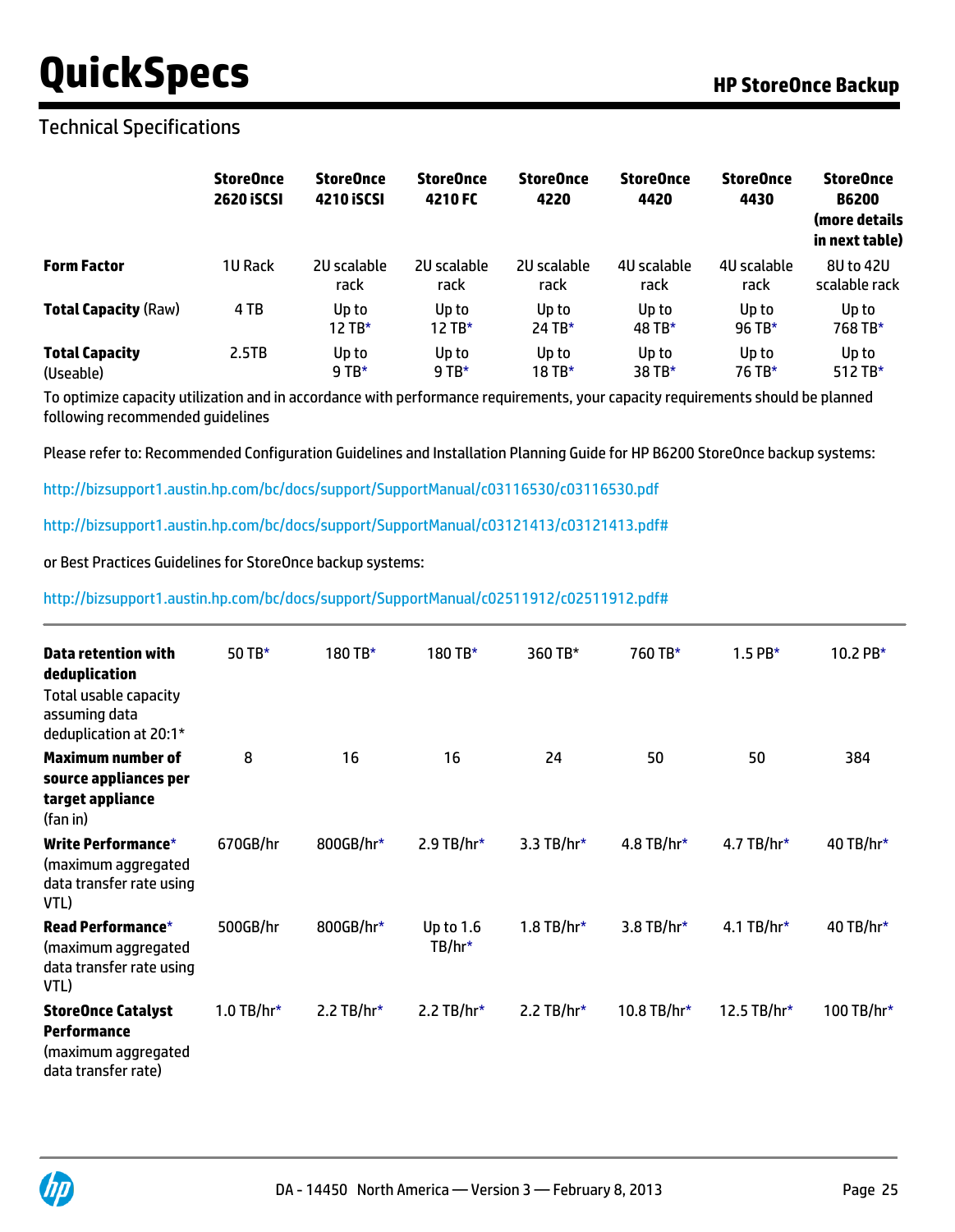## Technical Specifications

| | StoreOnce 2620 iSCSI | StoreOnce 4210 iSCSI | StoreOnce 4210 FC | StoreOnce 4220 | StoreOnce 4420 | StoreOnce 4430 | StoreOnce B6200 (more details in next table) |
|---|---|---|---|---|---|---|---|
| **Form Factor** | 1U Rack | 2U scalable rack | 2U scalable rack | 2U scalable rack | 4U scalable rack | 4U scalable rack | 8U to 42U scalable rack |
| **Total Capacity** (Raw) | 4 TB | Up to 12 TB* | Up to 12 TB* | Up to 24 TB* | Up to 48 TB* | Up to 96 TB* | Up to 768 TB* |
| **Total Capacity** (Useable) | 2.5TB | Up to 9 TB* | Up to 9 TB* | Up to 18 TB* | Up to 38 TB* | Up to 76 TB* | Up to 512 TB* |

To optimize capacity utilization and in accordance with performance requirements, your capacity requirements should be planned following recommended guidelines

Please refer to: Recommended Configuration Guidelines and Installation Planning Guide for HP B6200 StoreOnce backup systems:

http://bizsupport1.austin.hp.com/bc/docs/support/SupportManual/c03116530/c03116530.pdf

http://bizsupport1.austin.hp.com/bc/docs/support/SupportManual/c03121413/c03121413.pdf#

or Best Practices Guidelines for StoreOnce backup systems:

http://bizsupport1.austin.hp.com/bc/docs/support/SupportManual/c02511912/c02511912.pdf#

| | StoreOnce 2620 iSCSI | StoreOnce 4210 iSCSI | StoreOnce 4210 FC | StoreOnce 4220 | StoreOnce 4420 | StoreOnce 4430 | StoreOnce B6200 |
|---|---|---|---|---|---|---|---|
| **Data retention with deduplication** Total usable capacity assuming data deduplication at 20:1* | 50 TB* | 180 TB* | 180 TB* | 360 TB* | 760 TB* | 1.5 PB* | 10.2 PB* |
| **Maximum number of source appliances per target appliance** (fan in) | 8 | 16 | 16 | 24 | 50 | 50 | 384 |
| **Write Performance*** (maximum aggregated data transfer rate using VTL) | 670GB/hr | 800GB/hr* | 2.9 TB/hr* | 3.3 TB/hr* | 4.8 TB/hr* | 4.7 TB/hr* | 40 TB/hr* |
| **Read Performance*** (maximum aggregated data transfer rate using VTL) | 500GB/hr | 800GB/hr* | Up to 1.6 TB/hr* | 1.8 TB/hr* | 3.8 TB/hr* | 4.1 TB/hr* | 40 TB/hr* |
| **StoreOnce Catalyst Performance** (maximum aggregated data transfer rate) | 1.0 TB/hr* | 2.2 TB/hr* | 2.2 TB/hr* | 2.2 TB/hr* | 10.8 TB/hr* | 12.5 TB/hr* | 100 TB/hr* |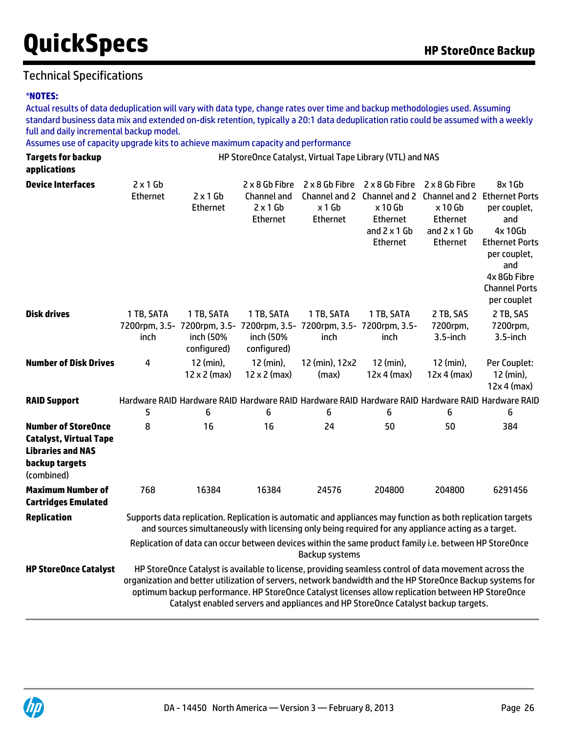## Technical Specifications

***NOTES:**

Actual results of data deduplication will vary with data type, change rates over time and backup methodologies used. Assuming standard business data mix and extended on-disk retention, typically a 20:1 data deduplication ratio could be assumed with a weekly full and daily incremental backup model.

Assumes use of capacity upgrade kits to achieve maximum capacity and performance

| | | | | | | | |
|---|---|---|---|---|---|---|---|
| **Targets for backup applications** | HP StoreOnce Catalyst, Virtual Tape Library (VTL) and NAS | | | | | | |
| **Device Interfaces** | 2 x 1 Gb Ethernet | 2 x 1 Gb Ethernet | 2 x 8 Gb Fibre Channel and 2 x 1 Gb Ethernet | 2 x 8 Gb Fibre Channel and 2 x 1 Gb Ethernet | 2 x 8 Gb Fibre Channel and 2 x 10 Gb Ethernet and 2 x 1 Gb Ethernet | 2 x 8 Gb Fibre Channel and 2 x 10 Gb Ethernet and 2 x 1 Gb Ethernet | 8x 1Gb Ethernet Ports per couplet, and 4x 10Gb Ethernet Ports per couplet, and 4x 8Gb Fibre Channel Ports per couplet |
| **Disk drives** | 1 TB, SATA 7200rpm, 3.5-inch | 1 TB, SATA 7200rpm, 3.5-inch (50% configured) | 1 TB, SATA 7200rpm, 3.5-inch (50% configured) | 1 TB, SATA 7200rpm, 3.5-inch | 1 TB, SATA 7200rpm, 3.5-inch | 2 TB, SAS 7200rpm, 3.5-inch | 2 TB, SAS 7200rpm, 3.5-inch |
| **Number of Disk Drives** | 4 | 12 (min), 12 x 2 (max) | 12 (min), 12 x 2 (max) | 12 (min), 12x2 (max) | 12 (min), 12x 4 (max) | 12 (min), 12x 4 (max) | Per Couplet: 12 (min), 12x 4 (max) |
| **RAID Support** | Hardware RAID 5 | Hardware RAID 6 | Hardware RAID 6 | Hardware RAID 6 | Hardware RAID 6 | Hardware RAID 6 | Hardware RAID 6 |
| **Number of StoreOnce Catalyst, Virtual Tape Libraries and NAS backup targets** (combined) | 8 | 16 | 16 | 24 | 50 | 50 | 384 |
| **Maximum Number of Cartridges Emulated** | 768 | 16384 | 16384 | 24576 | 204800 | 204800 | 6291456 |
| **Replication** | Supports data replication. Replication is automatic and appliances may function as both replication targets and sources simultaneously with licensing only being required for any appliance acting as a target. Replication of data can occur between devices within the same product family i.e. between HP StoreOnce Backup systems | | | | | | |
| **HP StoreOnce Catalyst** | HP StoreOnce Catalyst is available to license, providing seamless control of data movement across the organization and better utilization of servers, network bandwidth and the HP StoreOnce Backup systems for optimum backup performance. HP StoreOnce Catalyst licenses allow replication between HP StoreOnce Catalyst enabled servers and appliances and HP StoreOnce Catalyst backup targets. | | | | | | |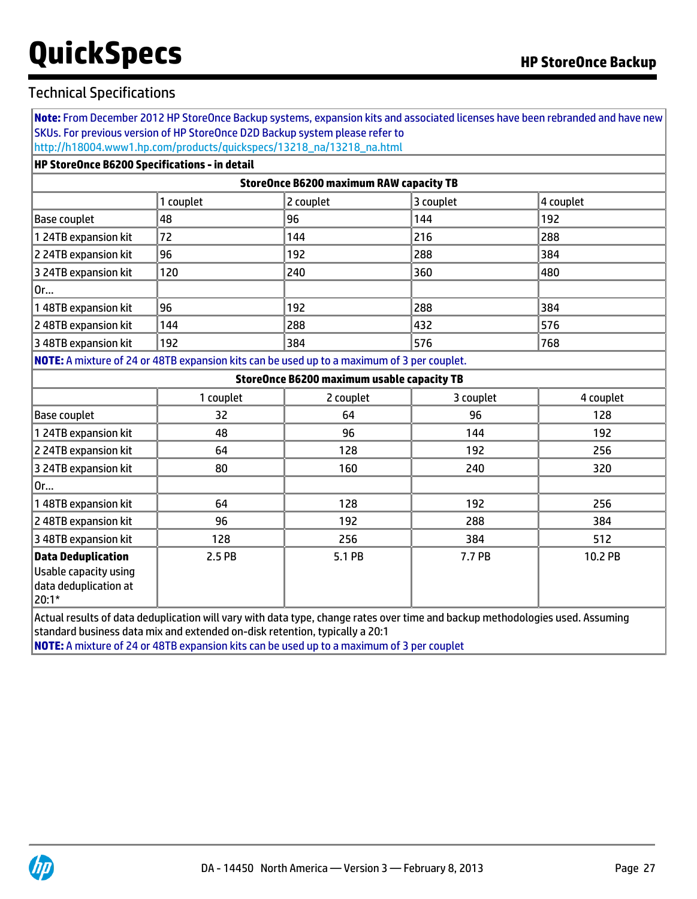## Technical Specifications

**Note:** From December 2012 HP StoreOnce Backup systems, expansion kits and associated licenses have been rebranded and have new SKUs. For previous version of HP StoreOnce D2D Backup system please refer to http://h18004.www1.hp.com/products/quickspecs/13218_na/13218_na.html

### HP StoreOnce B6200 Specifications - in detail

**StoreOnce B6200 maximum RAW capacity TB**

| | 1 couplet | 2 couplet | 3 couplet | 4 couplet |
|---|---|---|---|---|
| Base couplet | 48 | 96 | 144 | 192 |
| 1 24TB expansion kit | 72 | 144 | 216 | 288 |
| 2 24TB expansion kit | 96 | 192 | 288 | 384 |
| 3 24TB expansion kit | 120 | 240 | 360 | 480 |
| Or... | | | | |
| 1 48TB expansion kit | 96 | 192 | 288 | 384 |
| 2 48TB expansion kit | 144 | 288 | 432 | 576 |
| 3 48TB expansion kit | 192 | 384 | 576 | 768 |

**NOTE:** A mixture of 24 or 48TB expansion kits can be used up to a maximum of 3 per couplet.

**StoreOnce B6200 maximum usable capacity TB**

| | 1 couplet | 2 couplet | 3 couplet | 4 couplet |
|---|---|---|---|---|
| Base couplet | 32 | 64 | 96 | 128 |
| 1 24TB expansion kit | 48 | 96 | 144 | 192 |
| 2 24TB expansion kit | 64 | 128 | 192 | 256 |
| 3 24TB expansion kit | 80 | 160 | 240 | 320 |
| Or... | | | | |
| 1 48TB expansion kit | 64 | 128 | 192 | 256 |
| 2 48TB expansion kit | 96 | 192 | 288 | 384 |
| 3 48TB expansion kit | 128 | 256 | 384 | 512 |
| **Data Deduplication** Usable capacity using data deduplication at 20:1* | 2.5 PB | 5.1 PB | 7.7 PB | 10.2 PB |

Actual results of data deduplication will vary with data type, change rates over time and backup methodologies used. Assuming standard business data mix and extended on-disk retention, typically a 20:1

**NOTE:** A mixture of 24 or 48TB expansion kits can be used up to a maximum of 3 per couplet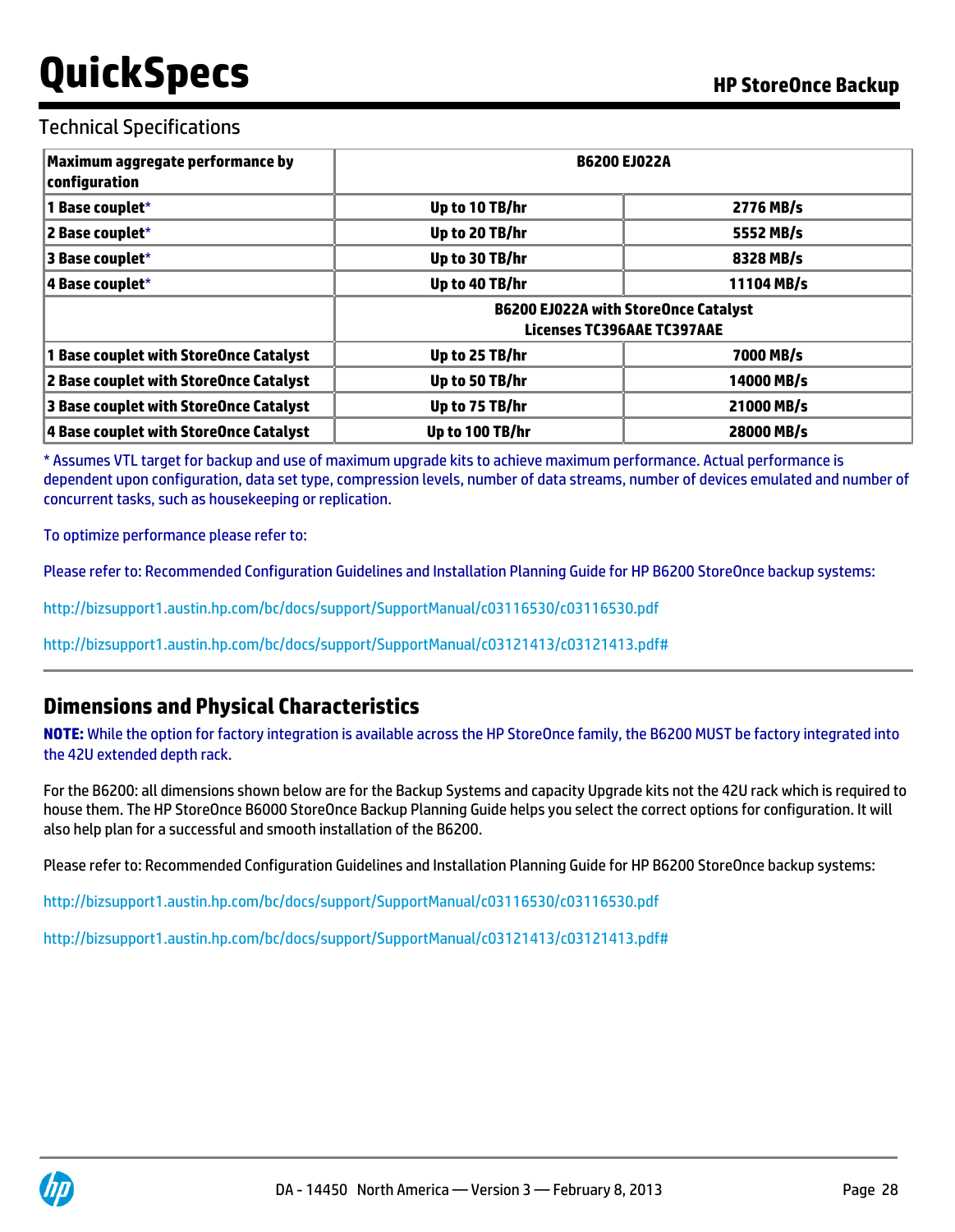Technical Specifications

| Maximum aggregate performance by configuration | B6200 EJ022A | |
|---|---|---|
| 1 Base couplet* | Up to 10 TB/hr | 2776 MB/s |
| 2 Base couplet* | Up to 20 TB/hr | 5552 MB/s |
| 3 Base couplet* | Up to 30 TB/hr | 8328 MB/s |
| 4 Base couplet* | Up to 40 TB/hr | 11104 MB/s |
| | B6200 EJ022A with StoreOnce Catalyst Licenses TC396AAE TC397AAE | |
| 1 Base couplet with StoreOnce Catalyst | Up to 25 TB/hr | 7000 MB/s |
| 2 Base couplet with StoreOnce Catalyst | Up to 50 TB/hr | 14000 MB/s |
| 3 Base couplet with StoreOnce Catalyst | Up to 75 TB/hr | 21000 MB/s |
| 4 Base couplet with StoreOnce Catalyst | Up to 100 TB/hr | 28000 MB/s |

* Assumes VTL target for backup and use of maximum upgrade kits to achieve maximum performance. Actual performance is dependent upon configuration, data set type, compression levels, number of data streams, number of devices emulated and number of concurrent tasks, such as housekeeping or replication.

To optimize performance please refer to:

Please refer to: Recommended Configuration Guidelines and Installation Planning Guide for HP B6200 StoreOnce backup systems:

http://bizsupport1.austin.hp.com/bc/docs/support/SupportManual/c03116530/c03116530.pdf

http://bizsupport1.austin.hp.com/bc/docs/support/SupportManual/c03121413/c03121413.pdf#

## Dimensions and Physical Characteristics

**NOTE:** While the option for factory integration is available across the HP StoreOnce family, the B6200 MUST be factory integrated into the 42U extended depth rack.

For the B6200: all dimensions shown below are for the Backup Systems and capacity Upgrade kits not the 42U rack which is required to house them. The HP StoreOnce B6000 StoreOnce Backup Planning Guide helps you select the correct options for configuration. It will also help plan for a successful and smooth installation of the B6200.

Please refer to: Recommended Configuration Guidelines and Installation Planning Guide for HP B6200 StoreOnce backup systems:

http://bizsupport1.austin.hp.com/bc/docs/support/SupportManual/c03116530/c03116530.pdf

http://bizsupport1.austin.hp.com/bc/docs/support/SupportManual/c03121413/c03121413.pdf#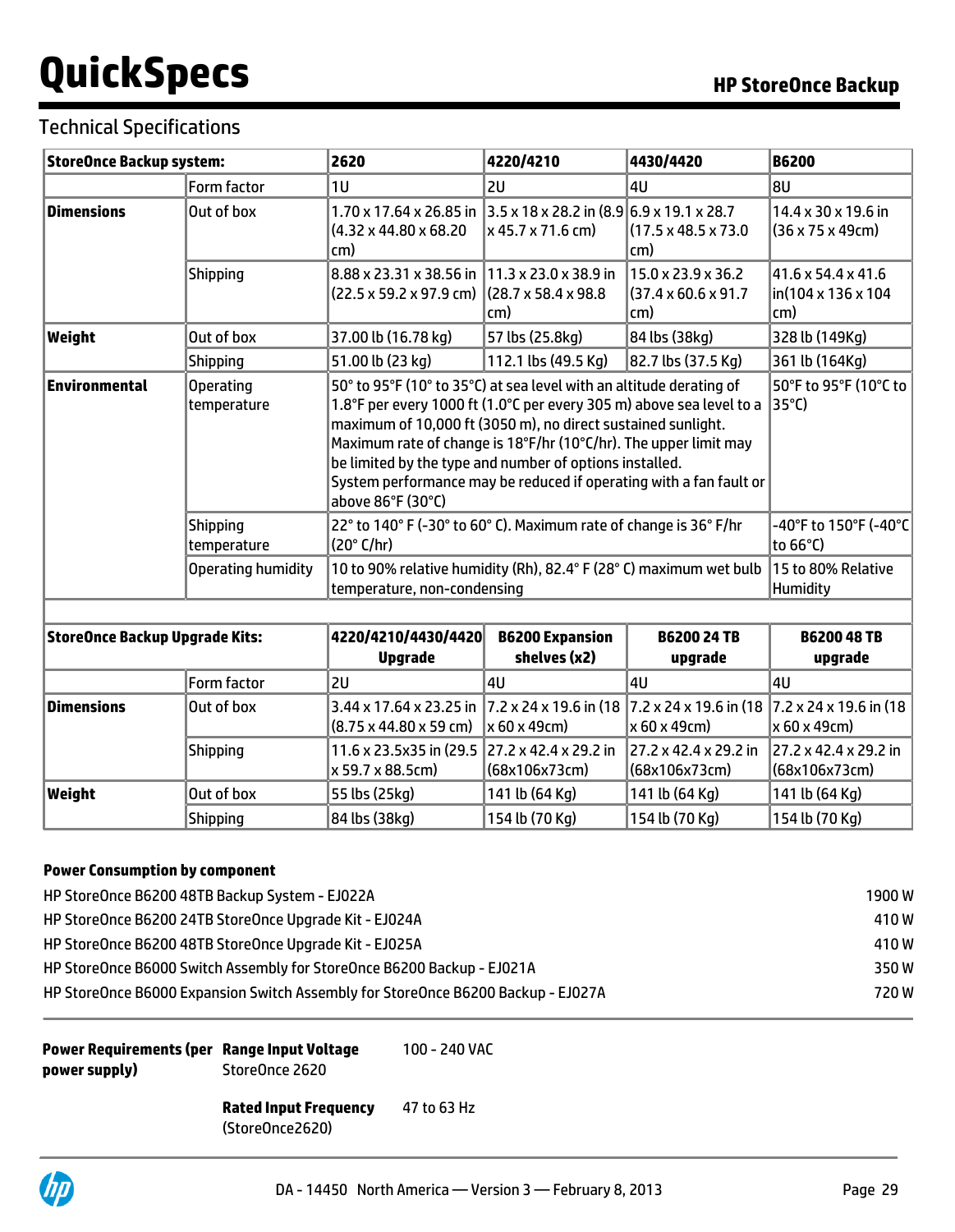## Technical Specifications

| StoreOnce Backup system: | | 2620 | 4220/4210 | 4430/4420 | B6200 |
|---|---|---|---|---|---|
| | Form factor | 1U | 2U | 4U | 8U |
| **Dimensions** | Out of box | 1.70 x 17.64 x 26.85 in (4.32 x 44.80 x 68.20 cm) | 3.5 x 18 x 28.2 in (8.9 x 45.7 x 71.6 cm) | 6.9 x 19.1 x 28.7 (17.5 x 48.5 x 73.0 cm) | 14.4 x 30 x 19.6 in (36 x 75 x 49cm) |
| | Shipping | 8.88 x 23.31 x 38.56 in (22.5 x 59.2 x 97.9 cm) | 11.3 x 23.0 x 38.9 in (28.7 x 58.4 x 98.8 cm) | 15.0 x 23.9 x 36.2 (37.4 x 60.6 x 91.7 cm) | 41.6 x 54.4 x 41.6 in(104 x 136 x 104 cm) |
| **Weight** | Out of box | 37.00 lb (16.78 kg) | 57 lbs (25.8kg) | 84 lbs (38kg) | 328 lb (149Kg) |
| | Shipping | 51.00 lb (23 kg) | 112.1 lbs (49.5 Kg) | 82.7 lbs (37.5 Kg) | 361 lb (164Kg) |
| **Environmental** | Operating temperature | 50° to 95°F (10° to 35°C) at sea level with an altitude derating of 1.8°F per every 1000 ft (1.0°C per every 305 m) above sea level to a maximum of 10,000 ft (3050 m), no direct sustained sunlight. Maximum rate of change is 18°F/hr (10°C/hr). The upper limit may be limited by the type and number of options installed. System performance may be reduced if operating with a fan fault or above 86°F (30°C) | | | 50°F to 95°F (10°C to 35°C) |
| | Shipping temperature | 22° to 140° F (-30° to 60° C). Maximum rate of change is 36° F/hr (20° C/hr) | | | -40°F to 150°F (-40°C to 66°C) |
| | Operating humidity | 10 to 90% relative humidity (Rh), 82.4° F (28° C) maximum wet bulb temperature, non-condensing | | | 15 to 80% Relative Humidity |
| | | | | | |
| **StoreOnce Backup Upgrade Kits:** | | **4220/4210/4430/4420 Upgrade** | **B6200 Expansion shelves (x2)** | **B6200 24 TB upgrade** | **B6200 48 TB upgrade** |
| | Form factor | 2U | 4U | 4U | 4U |
| **Dimensions** | Out of box | 3.44 x 17.64 x 23.25 in (8.75 x 44.80 x 59 cm) | 7.2 x 24 x 19.6 in (18 x 60 x 49cm) | 7.2 x 24 x 19.6 in (18 x 60 x 49cm) | 7.2 x 24 x 19.6 in (18 x 60 x 49cm) |
| | Shipping | 11.6 x 23.5x35 in (29.5 x 59.7 x 88.5cm) | 27.2 x 42.4 x 29.2 in (68x106x73cm) | 27.2 x 42.4 x 29.2 in (68x106x73cm) | 27.2 x 42.4 x 29.2 in (68x106x73cm) |
| **Weight** | Out of box | 55 lbs (25kg) | 141 lb (64 Kg) | 141 lb (64 Kg) | 141 lb (64 Kg) |
| | Shipping | 84 lbs (38kg) | 154 lb (70 Kg) | 154 lb (70 Kg) | 154 lb (70 Kg) |

**Power Consumption by component**

| Component | Power |
|---|---|
| HP StoreOnce B6200 48TB Backup System - EJ022A | 1900 W |
| HP StoreOnce B6200 24TB StoreOnce Upgrade Kit - EJ024A | 410 W |
| HP StoreOnce B6200 48TB StoreOnce Upgrade Kit - EJ025A | 410 W |
| HP StoreOnce B6000 Switch Assembly for StoreOnce B6200 Backup - EJ021A | 350 W |
| HP StoreOnce B6000 Expansion Switch Assembly for StoreOnce B6200 Backup - EJ027A | 720 W |

| **Power Requirements (per power supply)** | **Range Input Voltage** StoreOnce 2620 | 100 - 240 VAC |
|---|---|---|
| | **Rated Input Frequency** (StoreOnce2620) | 47 to 63 Hz |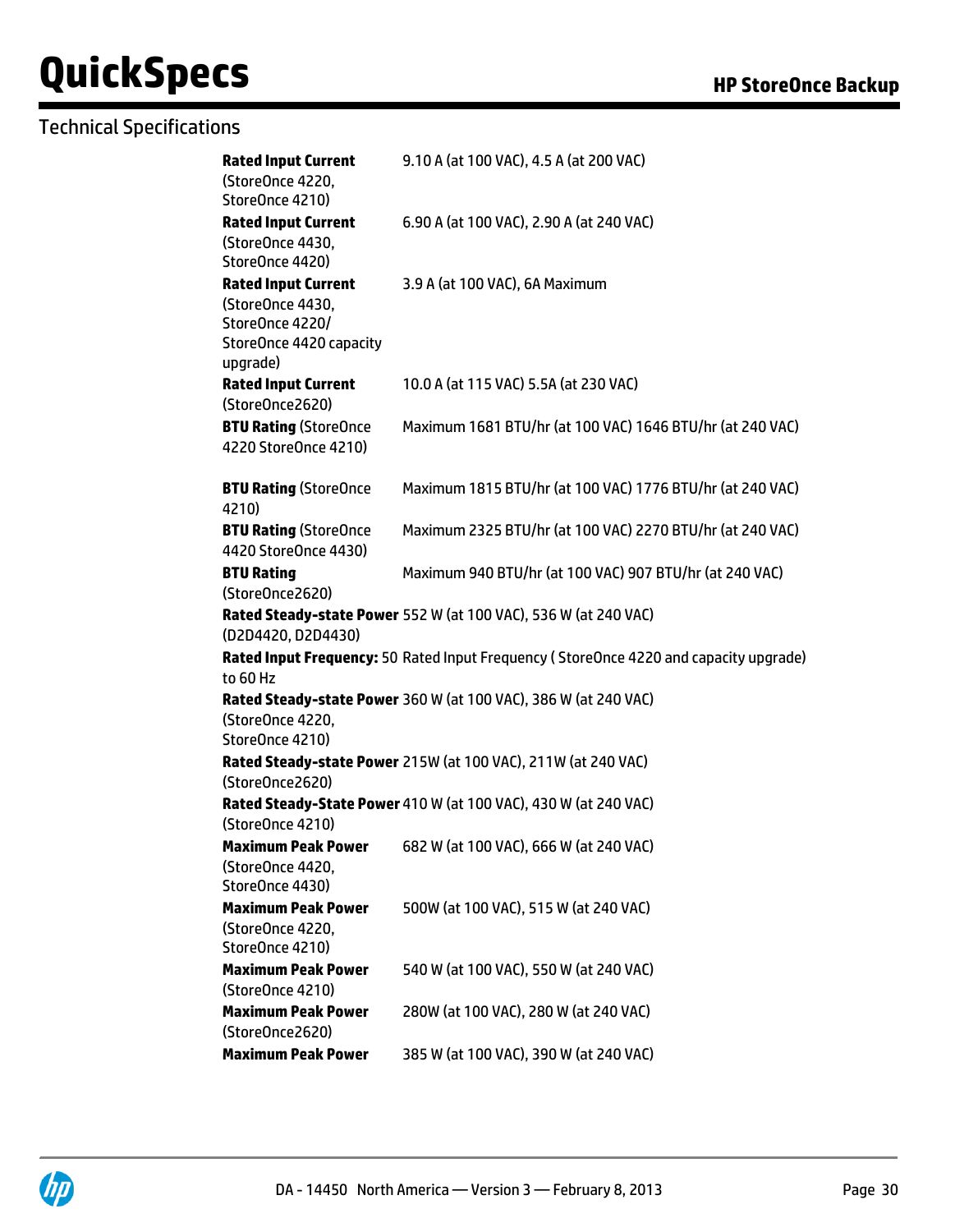Technical Specifications

| | |
|---|---|
| **Rated Input Current** (StoreOnce 4220, StoreOnce 4210) | 9.10 A (at 100 VAC), 4.5 A (at 200 VAC) |
| **Rated Input Current** (StoreOnce 4430, StoreOnce 4420) | 6.90 A (at 100 VAC), 2.90 A (at 240 VAC) |
| **Rated Input Current** (StoreOnce 4430, StoreOnce 4220/ StoreOnce 4420 capacity upgrade) | 3.9 A (at 100 VAC), 6A Maximum |
| **Rated Input Current** (StoreOnce2620) | 10.0 A (at 115 VAC) 5.5A (at 230 VAC) |
| **BTU Rating** (StoreOnce 4220 StoreOnce 4210) | Maximum 1681 BTU/hr (at 100 VAC) 1646 BTU/hr (at 240 VAC) |
| **BTU Rating** (StoreOnce 4210) | Maximum 1815 BTU/hr (at 100 VAC) 1776 BTU/hr (at 240 VAC) |
| **BTU Rating** (StoreOnce 4420 StoreOnce 4430) | Maximum 2325 BTU/hr (at 100 VAC) 2270 BTU/hr (at 240 VAC) |
| **BTU Rating** (StoreOnce2620) | Maximum 940 BTU/hr (at 100 VAC) 907 BTU/hr (at 240 VAC) |
| **Rated Steady-state Power** (D2D4420, D2D4430) | 552 W (at 100 VAC), 536 W (at 240 VAC) |
| **Rated Input Frequency:** 50 to 60 Hz | Rated Input Frequency ( StoreOnce 4220 and capacity upgrade) |
| **Rated Steady-state Power** (StoreOnce 4220, StoreOnce 4210) | 360 W (at 100 VAC), 386 W (at 240 VAC) |
| **Rated Steady-state Power** (StoreOnce2620) | 215W (at 100 VAC), 211W (at 240 VAC) |
| **Rated Steady-State Power** (StoreOnce 4210) | 410 W (at 100 VAC), 430 W (at 240 VAC) |
| **Maximum Peak Power** (StoreOnce 4420, StoreOnce 4430) | 682 W (at 100 VAC), 666 W (at 240 VAC) |
| **Maximum Peak Power** (StoreOnce 4220, StoreOnce 4210) | 500W (at 100 VAC), 515 W (at 240 VAC) |
| **Maximum Peak Power** (StoreOnce 4210) | 540 W (at 100 VAC), 550 W (at 240 VAC) |
| **Maximum Peak Power** (StoreOnce2620) | 280W (at 100 VAC), 280 W (at 240 VAC) |
| **Maximum Peak Power** | 385 W (at 100 VAC), 390 W (at 240 VAC) |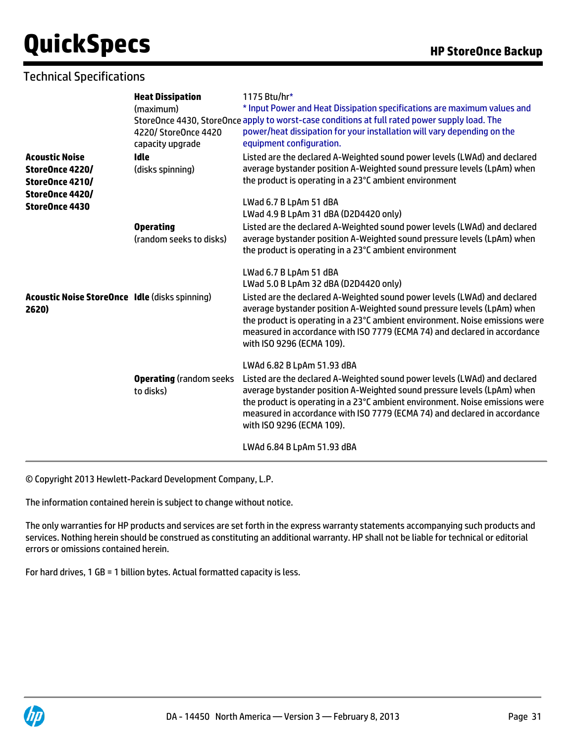## Technical Specifications

| | | |
|---|---|---|
| | **Heat Dissipation** (maximum) StoreOnce 4430, StoreOnce 4220/ StoreOnce 4420 capacity upgrade | 1175 Btu/hr* <br> * Input Power and Heat Dissipation specifications are maximum values and apply to worst-case conditions at full rated power supply load. The power/heat dissipation for your installation will vary depending on the equipment configuration. |
| **Acoustic Noise StoreOnce 4220/ StoreOnce 4210/ StoreOnce 4420/ StoreOnce 4430** | **Idle** (disks spinning) | Listed are the declared A-Weighted sound power levels (LWAd) and declared average bystander position A-Weighted sound pressure levels (LpAm) when the product is operating in a 23°C ambient environment <br><br> LWad 6.7 B LpAm 51 dBA <br> LWad 4.9 B LpAm 31 dBA (D2D4420 only) |
| | **Operating** (random seeks to disks) | Listed are the declared A-Weighted sound power levels (LWAd) and declared average bystander position A-Weighted sound pressure levels (LpAm) when the product is operating in a 23°C ambient environment <br><br> LWad 6.7 B LpAm 51 dBA <br> LWad 5.0 B LpAm 32 dBA (D2D4420 only) |
| **Acoustic Noise StoreOnce 2620)** | **Idle** (disks spinning) | Listed are the declared A-Weighted sound power levels (LWAd) and declared average bystander position A-Weighted sound pressure levels (LpAm) when the product is operating in a 23°C ambient environment. Noise emissions were measured in accordance with ISO 7779 (ECMA 74) and declared in accordance with ISO 9296 (ECMA 109). <br><br> LWAd 6.82 B LpAm 51.93 dBA |
| | **Operating** (random seeks to disks) | Listed are the declared A-Weighted sound power levels (LWAd) and declared average bystander position A-Weighted sound pressure levels (LpAm) when the product is operating in a 23°C ambient environment. Noise emissions were measured in accordance with ISO 7779 (ECMA 74) and declared in accordance with ISO 9296 (ECMA 109). <br><br> LWAd 6.84 B LpAm 51.93 dBA |

© Copyright 2013 Hewlett-Packard Development Company, L.P.

The information contained herein is subject to change without notice.

The only warranties for HP products and services are set forth in the express warranty statements accompanying such products and services. Nothing herein should be construed as constituting an additional warranty. HP shall not be liable for technical or editorial errors or omissions contained herein.

For hard drives, 1 GB = 1 billion bytes. Actual formatted capacity is less.